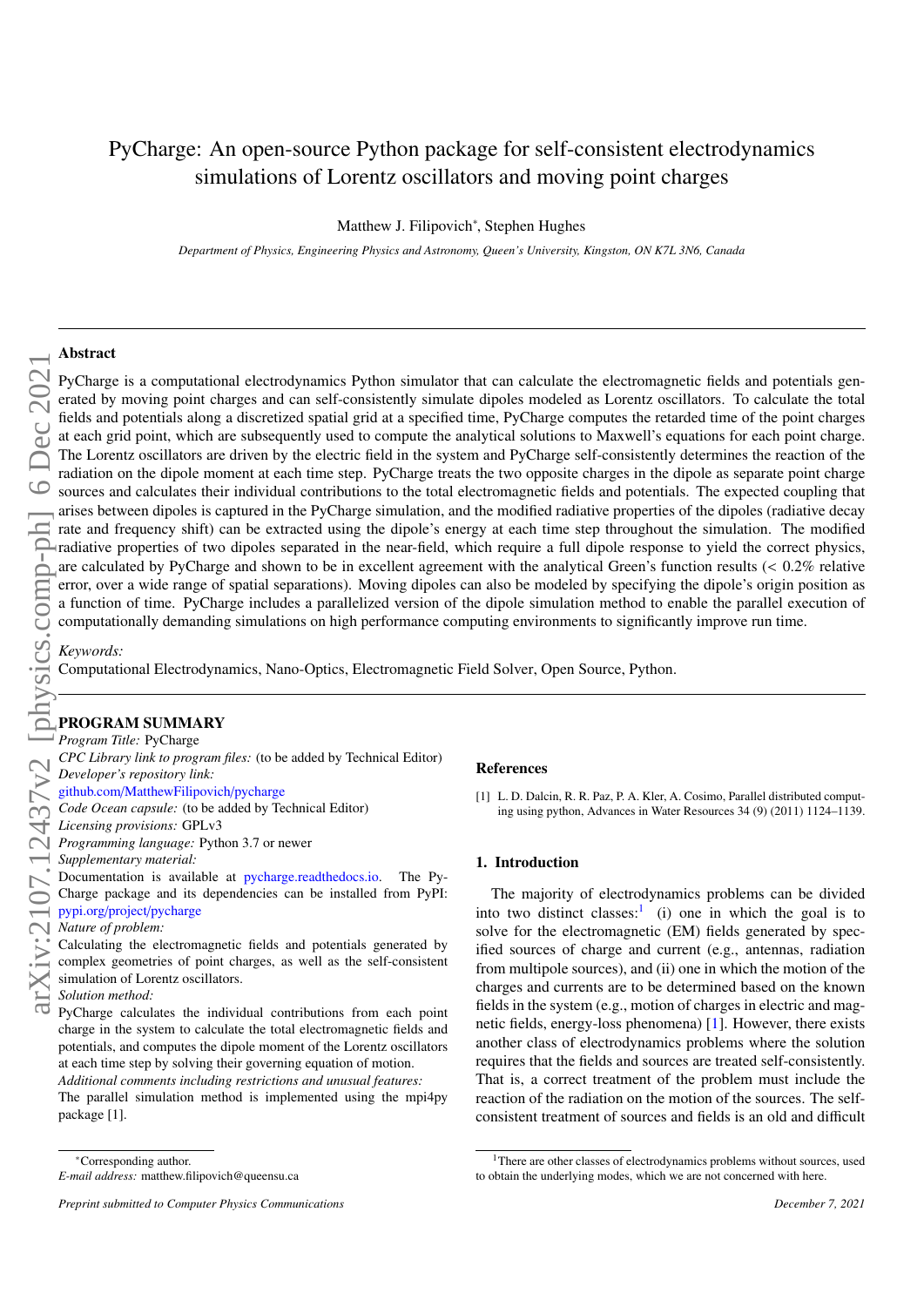# PyCharge: An open-source Python package for self-consistent electrodynamics simulations of Lorentz oscillators and moving point charges

Matthew J. Filipovich*, Stephen Hughes

*Department of Physics, Engineering Physics and Astronomy, Queen's University, Kingston, ON K7L 3N6, Canada*

## Abstract

PyCharge is a computational electrodynamics Python simulator that can calculate the electromagnetic fields and potentials generated by moving point charges and can self-consistently simulate dipoles modeled as Lorentz oscillators. To calculate the total fields and potentials along a discretized spatial grid at a specified time, PyCharge computes the retarded time of the point charges at each grid point, which are subsequently used to compute the analytical solutions to Maxwell's equations for each point charge. The Lorentz oscillators are driven by the electric field in the system and PyCharge self-consistently determines the reaction of the radiation on the dipole moment at each time step. PyCharge treats the two opposite charges in the dipole as separate point charge sources and calculates their individual contributions to the total electromagnetic fields and potentials. The expected coupling that arises between dipoles is captured in the PyCharge simulation, and the modified radiative properties of the dipoles (radiative decay rate and frequency shift) can be extracted using the dipole's energy at each time step throughout the simulation. The modified radiative properties of two dipoles separated in the near-field, which require a full dipole response to yield the correct physics, are calculated by PyCharge and shown to be in excellent agreement with the analytical Green's function results ($<0.2\%$ relative error, over a wide range of spatial separations). Moving dipoles can also be modeled by specifying the dipole's origin position as a function of time. PyCharge includes a parallelized version of the dipole simulation method to enable the parallel execution of computationally demanding simulations on high performance computing environments to significantly improve run time.

*Keywords:*
Computational Electrodynamics, Nano-Optics, Electromagnetic Field Solver, Open Source, Python.

## PROGRAM SUMMARY

*Program Title:* PyCharge
*CPC Library link to program files:* (to be added by Technical Editor)
*Developer's repository link:*
github.com/MatthewFilipovich/pycharge
*Code Ocean capsule:* (to be added by Technical Editor)
*Licensing provisions:* GPLv3
*Programming language:* Python 3.7 or newer
*Supplementary material:*
Documentation is available at pycharge.readthedocs.io. The PyCharge package and its dependencies can be installed from PyPI: pypi.org/project/pycharge
*Nature of problem:*
Calculating the electromagnetic fields and potentials generated by complex geometries of point charges, as well as the self-consistent simulation of Lorentz oscillators.
*Solution method:*
PyCharge calculates the individual contributions from each point charge in the system to calculate the total electromagnetic fields and potentials, and computes the dipole moment of the Lorentz oscillators at each time step by solving their governing equation of motion.
*Additional comments including restrictions and unusual features:*
The parallel simulation method is implemented using the mpi4py package [1].

### References

[1] L. D. Dalcin, R. R. Paz, P. A. Kler, A. Cosimo, Parallel distributed computing using python, Advances in Water Resources 34 (9) (2011) 1124–1139.

## 1. Introduction

The majority of electrodynamics problems can be divided into two distinct classes:[1] (i) one in which the goal is to solve for the electromagnetic (EM) fields generated by specified sources of charge and current (e.g., antennas, radiation from multipole sources), and (ii) one in which the motion of the charges and currents are to be determined based on the known fields in the system (e.g., motion of charges in electric and magnetic fields, energy-loss phenomena) [1]. However, there exists another class of electrodynamics problems where the solution requires that the fields and sources are treated self-consistently. That is, a correct treatment of the problem must include the reaction of the radiation on the motion of the sources. The self-consistent treatment of sources and fields is an old and difficult

*Corresponding author.
*E-mail address:* matthew.filipovich@queensu.ca

[1] There are other classes of electrodynamics problems without sources, used to obtain the underlying modes, which we are not concerned with here.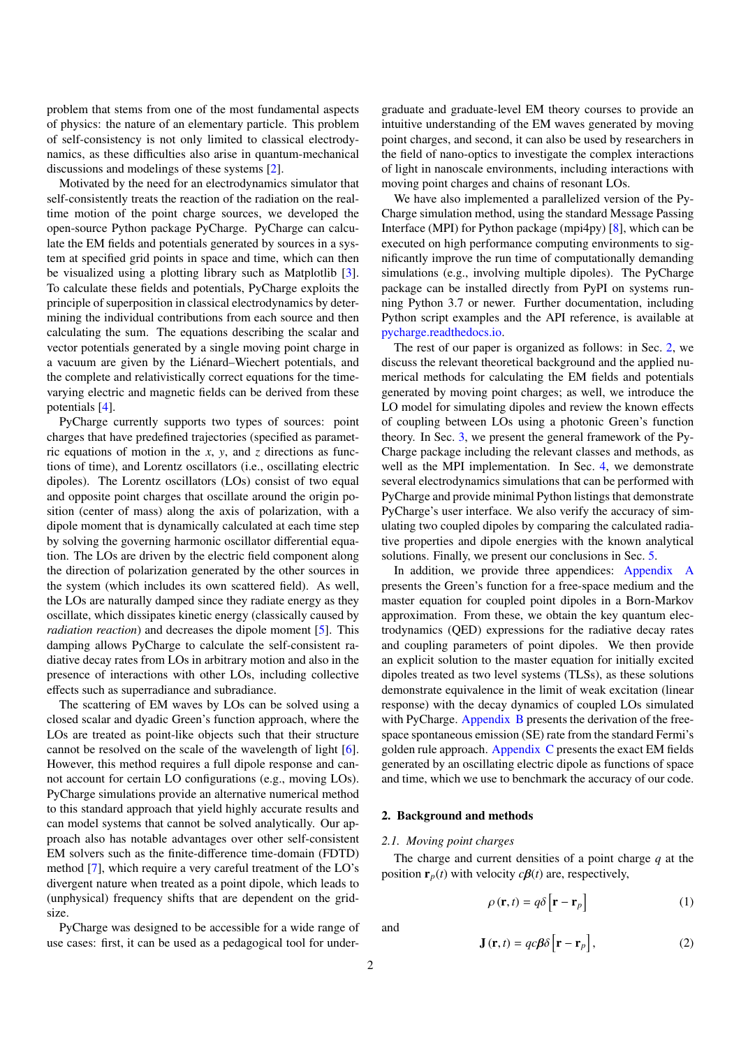problem that stems from one of the most fundamental aspects of physics: the nature of an elementary particle. This problem of self-consistency is not only limited to classical electrodynamics, as these difficulties also arise in quantum-mechanical discussions and modelings of these systems [2].

Motivated by the need for an electrodynamics simulator that self-consistently treats the reaction of the radiation on the real-time motion of the point charge sources, we developed the open-source Python package PyCharge. PyCharge can calculate the EM fields and potentials generated by sources in a system at specified grid points in space and time, which can then be visualized using a plotting library such as Matplotlib [3]. To calculate these fields and potentials, PyCharge exploits the principle of superposition in classical electrodynamics by determining the individual contributions from each source and then calculating the sum. The equations describing the scalar and vector potentials generated by a single moving point charge in a vacuum are given by the Liénard–Wiechert potentials, and the complete and relativistically correct equations for the time-varying electric and magnetic fields can be derived from these potentials [4].

PyCharge currently supports two types of sources: point charges that have predefined trajectories (specified as parametric equations of motion in the $x$, $y$, and $z$ directions as functions of time), and Lorentz oscillators (i.e., oscillating electric dipoles). The Lorentz oscillators (LOs) consist of two equal and opposite point charges that oscillate around the origin position (center of mass) along the axis of polarization, with a dipole moment that is dynamically calculated at each time step by solving the governing harmonic oscillator differential equation. The LOs are driven by the electric field component along the direction of polarization generated by the other sources in the system (which includes its own scattered field). As well, the LOs are naturally damped since they radiate energy as they oscillate, which dissipates kinetic energy (classically caused by *radiation reaction*) and decreases the dipole moment [5]. This damping allows PyCharge to calculate the self-consistent radiative decay rates from LOs in arbitrary motion and also in the presence of interactions with other LOs, including collective effects such as superradiance and subradiance.

The scattering of EM waves by LOs can be solved using a closed scalar and dyadic Green's function approach, where the LOs are treated as point-like objects such that their structure cannot be resolved on the scale of the wavelength of light [6]. However, this method requires a full dipole response and cannot account for certain LO configurations (e.g., moving LOs). PyCharge simulations provide an alternative numerical method to this standard approach that yield highly accurate results and can model systems that cannot be solved analytically. Our approach also has notable advantages over other self-consistent EM solvers such as the finite-difference time-domain (FDTD) method [7], which require a very careful treatment of the LO's divergent nature when treated as a point dipole, which leads to (unphysical) frequency shifts that are dependent on the grid-size.

PyCharge was designed to be accessible for a wide range of use cases: first, it can be used as a pedagogical tool for undergraduate and graduate-level EM theory courses to provide an intuitive understanding of the EM waves generated by moving point charges, and second, it can also be used by researchers in the field of nano-optics to investigate the complex interactions of light in nanoscale environments, including interactions with moving point charges and chains of resonant LOs.

We have also implemented a parallelized version of the PyCharge simulation method, using the standard Message Passing Interface (MPI) for Python package (mpi4py) [8], which can be executed on high performance computing environments to significantly improve the run time of computationally demanding simulations (e.g., involving multiple dipoles). The PyCharge package can be installed directly from PyPI on systems running Python 3.7 or newer. Further documentation, including Python script examples and the API reference, is available at pycharge.readthedocs.io.

The rest of our paper is organized as follows: in Sec. 2, we discuss the relevant theoretical background and the applied numerical methods for calculating the EM fields and potentials generated by moving point charges; as well, we introduce the LO model for simulating dipoles and review the known effects of coupling between LOs using a photonic Green's function theory. In Sec. 3, we present the general framework of the PyCharge package including the relevant classes and methods, as well as the MPI implementation. In Sec. 4, we demonstrate several electrodynamics simulations that can be performed with PyCharge and provide minimal Python listings that demonstrate PyCharge's user interface. We also verify the accuracy of simulating two coupled dipoles by comparing the calculated radiative properties and dipole energies with the known analytical solutions. Finally, we present our conclusions in Sec. 5.

In addition, we provide three appendices: Appendix A presents the Green's function for a free-space medium and the master equation for coupled point dipoles in a Born-Markov approximation. From these, we obtain the key quantum electrodynamics (QED) expressions for the radiative decay rates and coupling parameters of point dipoles. We then provide an explicit solution to the master equation for initially excited dipoles treated as two level systems (TLSs), as these solutions demonstrate equivalence in the limit of weak excitation (linear response) with the decay dynamics of coupled LOs simulated with PyCharge. Appendix B presents the derivation of the free-space spontaneous emission (SE) rate from the standard Fermi's golden rule approach. Appendix C presents the exact EM fields generated by an oscillating electric dipole as functions of space and time, which we use to benchmark the accuracy of our code.

## 2. Background and methods

### 2.1. Moving point charges

The charge and current densities of a point charge $q$ at the position $\mathbf{r}_p(t)$ with velocity $c\boldsymbol{\beta}(t)$ are, respectively,

$$\rho\left(\mathbf{r}, t\right) = q\delta\left[\mathbf{r} - \mathbf{r}_p\right] \tag{1}$$

and

$$\mathbf{J}\left(\mathbf{r}, t\right) = qc\boldsymbol{\beta}\delta\left[\mathbf{r} - \mathbf{r}_p\right], \tag{2}$$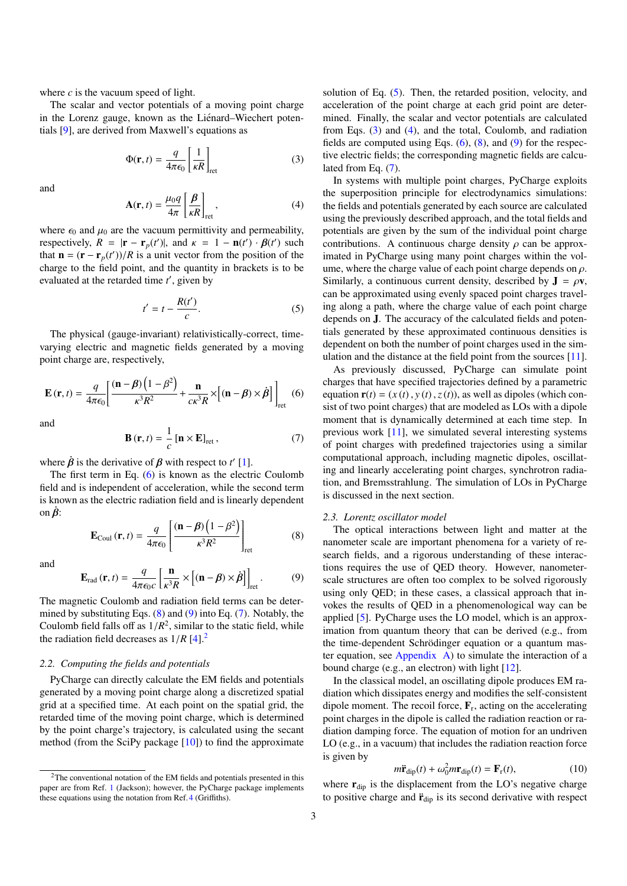where $c$ is the vacuum speed of light.

The scalar and vector potentials of a moving point charge in the Lorenz gauge, known as the Liénard–Wiechert potentials [9], are derived from Maxwell's equations as

$$\Phi(\mathbf{r}, t) = \frac{q}{4\pi\epsilon_0}\left[\frac{1}{\kappa R}\right]_{\text{ret}} \tag{3}$$

and

$$\mathbf{A}(\mathbf{r}, t) = \frac{\mu_0 q}{4\pi}\left[\frac{\boldsymbol{\beta}}{\kappa R}\right]_{\text{ret}}, \tag{4}$$

where $\epsilon_0$ and $\mu_0$ are the vacuum permittivity and permeability, respectively, $R = |\mathbf{r} - \mathbf{r}_p(t')|$, and $\kappa = 1 - \mathbf{n}(t') \cdot \boldsymbol{\beta}(t')$ such that $\mathbf{n} = (\mathbf{r} - \mathbf{r}_p(t'))/R$ is a unit vector from the position of the charge to the field point, and the quantity in brackets is to be evaluated at the retarded time $t'$, given by

$$t' = t - \frac{R(t')}{c}. \tag{5}$$

The physical (gauge-invariant) relativistically-correct, time-varying electric and magnetic fields generated by a moving point charge are, respectively,

$$\mathbf{E}(\mathbf{r}, t) = \frac{q}{4\pi\epsilon_0}\left[\frac{(\mathbf{n}-\boldsymbol{\beta})\left(1-\beta^2\right)}{\kappa^3 R^2} + \frac{\mathbf{n}}{c\kappa^3 R}\times\left[(\mathbf{n}-\boldsymbol{\beta})\times\dot{\boldsymbol{\beta}}\right]\right]_{\text{ret}} \tag{6}$$

and

$$\mathbf{B}(\mathbf{r}, t) = \frac{1}{c}\left[\mathbf{n}\times\mathbf{E}\right]_{\text{ret}}, \tag{7}$$

where $\dot{\boldsymbol{\beta}}$ is the derivative of $\boldsymbol{\beta}$ with respect to $t'$ [1].

The first term in Eq. (6) is known as the electric Coulomb field and is independent of acceleration, while the second term is known as the electric radiation field and is linearly dependent on $\dot{\boldsymbol{\beta}}$:

$$\mathbf{E}_{\text{Coul}}(\mathbf{r}, t) = \frac{q}{4\pi\epsilon_0}\left[\frac{(\mathbf{n}-\boldsymbol{\beta})\left(1-\beta^2\right)}{\kappa^3 R^2}\right]_{\text{ret}} \tag{8}$$

and

$$\mathbf{E}_{\text{rad}}(\mathbf{r}, t) = \frac{q}{4\pi\epsilon_0 c}\left[\frac{\mathbf{n}}{\kappa^3 R}\times\left[(\mathbf{n}-\boldsymbol{\beta})\times\dot{\boldsymbol{\beta}}\right]\right]_{\text{ret}}. \tag{9}$$

The magnetic Coulomb and radiation field terms can be determined by substituting Eqs. (8) and (9) into Eq. (7). Notably, the Coulomb field falls off as $1/R^2$, similar to the static field, while the radiation field decreases as $1/R$ [4].[2]

### 2.2. Computing the fields and potentials

PyCharge can directly calculate the EM fields and potentials generated by a moving point charge along a discretized spatial grid at a specified time. At each point on the spatial grid, the retarded time of the moving point charge, which is determined by the point charge's trajectory, is calculated using the secant method (from the SciPy package [10]) to find the approximate solution of Eq. (5). Then, the retarded position, velocity, and acceleration of the point charge at each grid point are determined. Finally, the scalar and vector potentials are calculated from Eqs. (3) and (4), and the total, Coulomb, and radiation fields are computed using Eqs. (6), (8), and (9) for the respective electric fields; the corresponding magnetic fields are calculated from Eq. (7).

In systems with multiple point charges, PyCharge exploits the superposition principle for electrodynamics simulations: the fields and potentials generated by each source are calculated using the previously described approach, and the total fields and potentials are given by the sum of the individual point charge contributions. A continuous charge density $\rho$ can be approximated in PyCharge using many point charges within the volume, where the charge value of each point charge depends on $\rho$. Similarly, a continuous current density, described by $\mathbf{J} = \rho\mathbf{v}$, can be approximated using evenly spaced point charges traveling along a path, where the charge value of each point charge depends on $\mathbf{J}$. The accuracy of the calculated fields and potentials generated by these approximated continuous densities is dependent on both the number of point charges used in the simulation and the distance at the field point from the sources [11].

As previously discussed, PyCharge can simulate point charges that have specified trajectories defined by a parametric equation $\mathbf{r}(t) = (x(t), y(t), z(t))$, as well as dipoles (which consist of two point charges) that are modeled as LOs with a dipole moment that is dynamically determined at each time step. In previous work [11], we simulated several interesting systems of point charges with predefined trajectories using a similar computational approach, including magnetic dipoles, oscillating and linearly accelerating point charges, synchrotron radiation, and Bremsstrahlung. The simulation of LOs in PyCharge is discussed in the next section.

### 2.3. Lorentz oscillator model

The optical interactions between light and matter at the nanometer scale are important phenomena for a variety of research fields, and a rigorous understanding of these interactions requires the use of QED theory. However, nanometer-scale structures are often too complex to be solved rigorously using only QED; in these cases, a classical approach that invokes the results of QED in a phenomenological way can be applied [5]. PyCharge uses the LO model, which is an approximation from quantum theory that can be derived (e.g., from the time-dependent Schrödinger equation or a quantum master equation, see Appendix A) to simulate the interaction of a bound charge (e.g., an electron) with light [12].

In the classical model, an oscillating dipole produces EM radiation which dissipates energy and modifies the self-consistent dipole moment. The recoil force, $\mathbf{F}_r$, acting on the accelerating point charges in the dipole is called the radiation reaction or radiation damping force. The equation of motion for an undriven LO (e.g., in a vacuum) that includes the radiation reaction force is given by

$$m\ddot{\mathbf{r}}_{\text{dip}}(t) + \omega_0^2 m\mathbf{r}_{\text{dip}}(t) = \mathbf{F}_r(t), \tag{10}$$

where $\mathbf{r}_{\text{dip}}$ is the displacement from the LO's negative charge to positive charge and $\ddot{\mathbf{r}}_{\text{dip}}$ is its second derivative with respect

---

[2] The conventional notation of the EM fields and potentials presented in this paper are from Ref. 1 (Jackson); however, the PyCharge package implements these equations using the notation from Ref. 4 (Griffiths).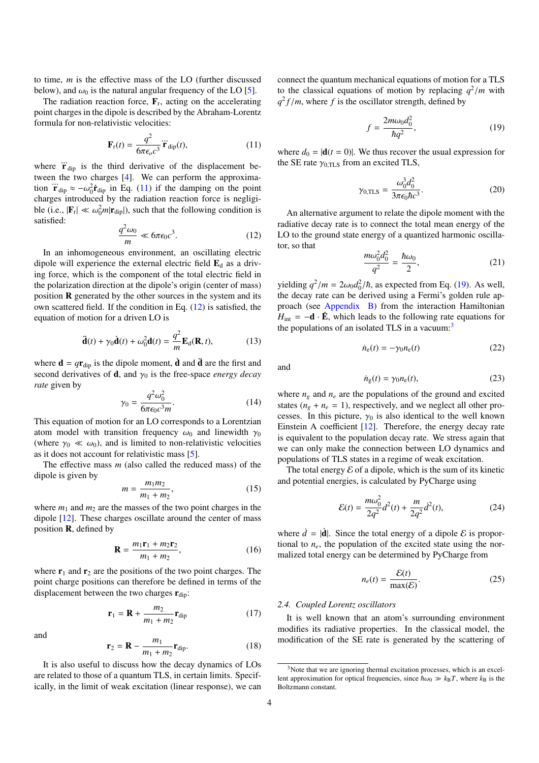to time, $m$ is the effective mass of the LO (further discussed below), and $\omega_0$ is the natural angular frequency of the LO [5].

The radiation reaction force, $\mathbf{F}_\mathrm{r}$, acting on the accelerating point charges in the dipole is described by the Abraham-Lorentz formula for non-relativistic velocities:

$$\mathbf{F}_\mathrm{r}(t) = \frac{q^2}{6\pi\epsilon_o c^3}\dddot{\mathbf{r}}_\mathrm{dip}(t), \tag{11}$$

where $\dddot{\mathbf{r}}_\mathrm{dip}$ is the third derivative of the displacement between the two charges [4]. We can perform the approximation $\dddot{\mathbf{r}}_\mathrm{dip} \approx -\omega_0^2\dot{\mathbf{r}}_\mathrm{dip}$ in Eq. (11) if the damping on the point charges introduced by the radiation reaction force is negligible (i.e., $|\mathbf{F}_\mathrm{r}| \ll \omega_0^2 m|\mathbf{r}_\mathrm{dip}|$), such that the following condition is satisfied:

$$\frac{q^2\omega_0}{m} \ll 6\pi\epsilon_0 c^3. \tag{12}$$

In an inhomogeneous environment, an oscillating electric dipole will experience the external electric field $\mathbf{E}_\mathrm{d}$ as a driving force, which is the component of the total electric field in the polarization direction at the dipole's origin (center of mass) position $\mathbf{R}$ generated by the other sources in the system and its own scattered field. If the condition in Eq. (12) is satisfied, the equation of motion for a driven LO is

$$\ddot{\mathbf{d}}(t) + \gamma_0\dot{\mathbf{d}}(t) + \omega_0^2\mathbf{d}(t) = \frac{q^2}{m}\mathbf{E}_\mathrm{d}(\mathbf{R}, t), \tag{13}$$

where $\mathbf{d} = q\mathbf{r}_\mathrm{dip}$ is the dipole moment, $\dot{\mathbf{d}}$ and $\ddot{\mathbf{d}}$ are the first and second derivatives of $\mathbf{d}$, and $\gamma_0$ is the free-space *energy decay rate* given by

$$\gamma_0 = \frac{q^2\omega_0^2}{6\pi\epsilon_0 c^3 m}. \tag{14}$$

This equation of motion for an LO corresponds to a Lorentzian atom model with transition frequency $\omega_0$ and linewidth $\gamma_0$ (where $\gamma_0 \ll \omega_0$), and is limited to non-relativistic velocities as it does not account for relativistic mass [5].

The effective mass $m$ (also called the reduced mass) of the dipole is given by

$$m = \frac{m_1 m_2}{m_1 + m_2}, \tag{15}$$

where $m_1$ and $m_2$ are the masses of the two point charges in the dipole [12]. These charges oscillate around the center of mass position $\mathbf{R}$, defined by

$$\mathbf{R} = \frac{m_1\mathbf{r}_1 + m_2\mathbf{r}_2}{m_1 + m_2}, \tag{16}$$

where $\mathbf{r}_1$ and $\mathbf{r}_2$ are the positions of the two point charges. The point charge positions can therefore be defined in terms of the displacement between the two charges $\mathbf{r}_\mathrm{dip}$:

$$\mathbf{r}_1 = \mathbf{R} + \frac{m_2}{m_1 + m_2}\mathbf{r}_\mathrm{dip} \tag{17}$$

and

$$\mathbf{r}_2 = \mathbf{R} - \frac{m_1}{m_1 + m_2}\mathbf{r}_\mathrm{dip}. \tag{18}$$

It is also useful to discuss how the decay dynamics of LOs are related to those of a quantum TLS, in certain limits. Specifically, in the limit of weak excitation (linear response), we can connect the quantum mechanical equations of motion for a TLS to the classical equations of motion by replacing $q^2/m$ with $q^2 f/m$, where $f$ is the oscillator strength, defined by

$$f = \frac{2m\omega_0 d_0^2}{\hbar q^2}, \tag{19}$$

where $d_0 = |\mathbf{d}(t = 0)|$. We thus recover the usual expression for the SE rate $\gamma_{0,\mathrm{TLS}}$ from an excited TLS,

$$\gamma_{0,\mathrm{TLS}} = \frac{\omega_0^3 d_0^2}{3\pi\epsilon_0\hbar c^3}. \tag{20}$$

An alternative argument to relate the dipole moment with the radiative decay rate is to connect the total mean energy of the LO to the ground state energy of a quantized harmonic oscillator, so that

$$\frac{m\omega_0^2 d_0^2}{q^2} = \frac{\hbar\omega_0}{2}, \tag{21}$$

yielding $q^2/m = 2\omega_0 d_0^2/\hbar$, as expected from Eq. (19). As well, the decay rate can be derived using a Fermi's golden rule approach (see Appendix B) from the interaction Hamiltonian $H_\mathrm{int} = -\mathbf{d}\cdot\hat{\mathbf{E}}$, which leads to the following rate equations for the populations of an isolated TLS in a vacuum:[3]

$$\dot{n}_\mathrm{e}(t) = -\gamma_0 n_\mathrm{e}(t) \tag{22}$$

and

$$\dot{n}_\mathrm{g}(t) = \gamma_0 n_\mathrm{e}(t), \tag{23}$$

where $n_g$ and $n_e$ are the populations of the ground and excited states ($n_g + n_e = 1$), respectively, and we neglect all other processes. In this picture, $\gamma_0$ is also identical to the well known Einstein A coefficient [12]. Therefore, the energy decay rate is equivalent to the population decay rate. We stress again that we can only make the connection between LO dynamics and populations of TLS states in a regime of weak excitation.

The total energy $\mathcal{E}$ of a dipole, which is the sum of its kinetic and potential energies, is calculated by PyCharge using

$$\mathcal{E}(t) = \frac{m\omega_0^2}{2q^2}d^2(t) + \frac{m}{2q^2}\dot{d}^2(t), \tag{24}$$

where $\dot{d} = |\dot{\mathbf{d}}|$. Since the total energy of a dipole $\mathcal{E}$ is proportional to $n_e$, the population of the excited state using the normalized total energy can be determined by PyCharge from

$$n_e(t) = \frac{\mathcal{E}(t)}{\max(\mathcal{E})}. \tag{25}$$

### 2.4. Coupled Lorentz oscillators

It is well known that an atom's surrounding environment modifies its radiative properties. In the classical model, the modification of the SE rate is generated by the scattering of

[3] Note that we are ignoring thermal excitation processes, which is an excellent approximation for optical frequencies, since $\hbar\omega_0 \gg k_\mathrm{B}T$, where $k_\mathrm{B}$ is the Boltzmann constant.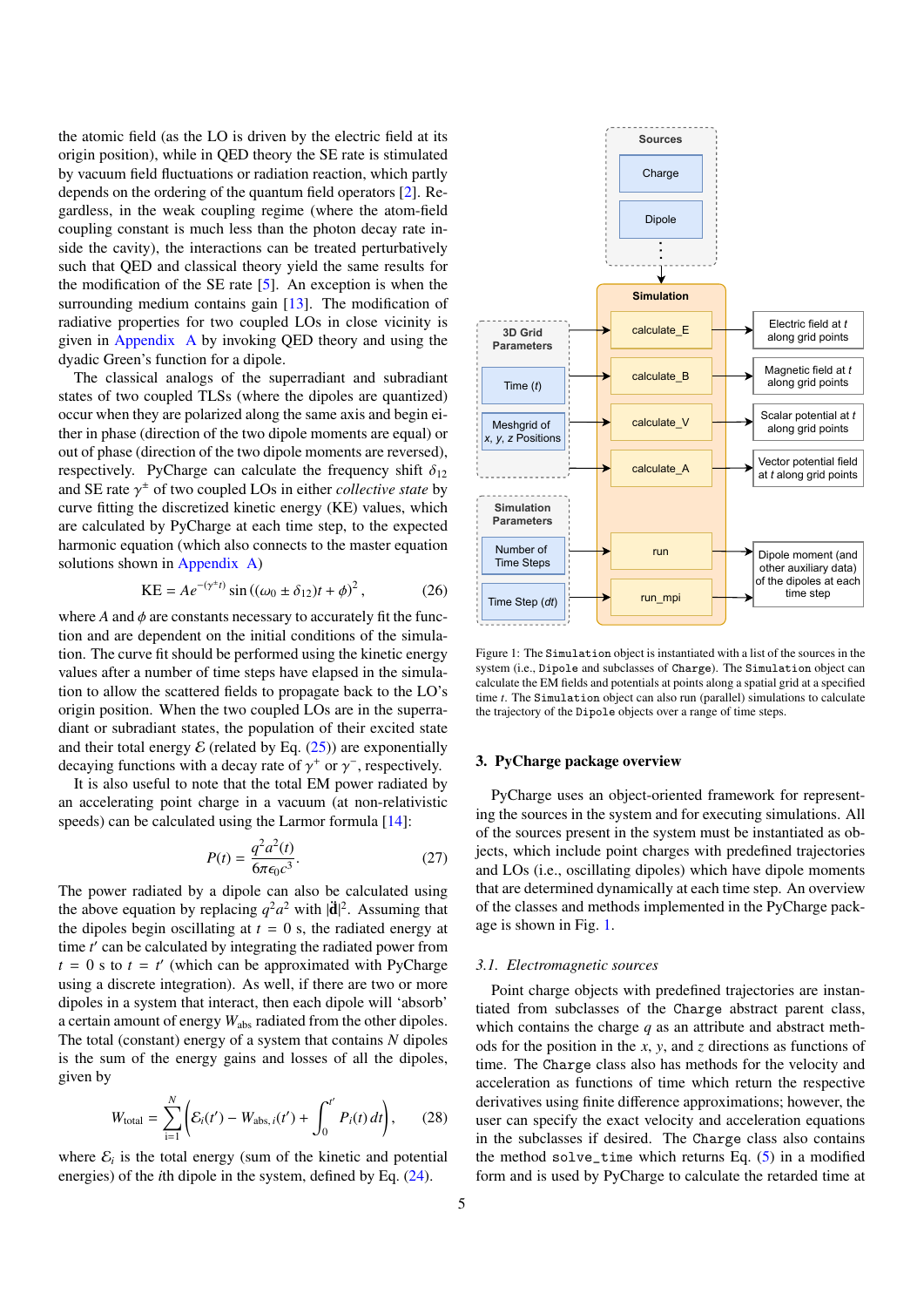the atomic field (as the LO is driven by the electric field at its origin position), while in QED theory the SE rate is stimulated by vacuum field fluctuations or radiation reaction, which partly depends on the ordering of the quantum field operators [2]. Regardless, in the weak coupling regime (where the atom-field coupling constant is much less than the photon decay rate inside the cavity), the interactions can be treated perturbatively such that QED and classical theory yield the same results for the modification of the SE rate [5]. An exception is when the surrounding medium contains gain [13]. The modification of radiative properties for two coupled LOs in close vicinity is given in Appendix A by invoking QED theory and using the dyadic Green's function for a dipole.

The classical analogs of the superradiant and subradiant states of two coupled TLSs (where the dipoles are quantized) occur when they are polarized along the same axis and begin either in phase (direction of the two dipole moments are equal) or out of phase (direction of the two dipole moments are reversed), respectively. PyCharge can calculate the frequency shift $\delta_{12}$ and SE rate $\gamma^{\pm}$ of two coupled LOs in either *collective state* by curve fitting the discretized kinetic energy (KE) values, which are calculated by PyCharge at each time step, to the expected harmonic equation (which also connects to the master equation solutions shown in Appendix A)

$$\mathrm{KE} = Ae^{-(\gamma^{\pm}t)}\sin\left((\omega_0 \pm \delta_{12})t + \phi\right)^2, \tag{26}$$

where $A$ and $\phi$ are constants necessary to accurately fit the function and are dependent on the initial conditions of the simulation. The curve fit should be performed using the kinetic energy values after a number of time steps have elapsed in the simulation to allow the scattered fields to propagate back to the LO's origin position. When the two coupled LOs are in the superradiant or subradiant states, the population of their excited state and their total energy $\mathcal{E}$ (related by Eq. (25)) are exponentially decaying functions with a decay rate of $\gamma^{+}$ or $\gamma^{-}$, respectively.

It is also useful to note that the total EM power radiated by an accelerating point charge in a vacuum (at non-relativistic speeds) can be calculated using the Larmor formula [14]:

$$P(t) = \frac{q^2a^2(t)}{6\pi\epsilon_0 c^3}. \tag{27}$$

The power radiated by a dipole can also be calculated using the above equation by replacing $q^2a^2$ with $|\ddot{\mathbf{d}}|^2$. Assuming that the dipoles begin oscillating at $t = 0$ s, the radiated energy at time $t'$ can be calculated by integrating the radiated power from $t = 0$ s to $t = t'$ (which can be approximated with PyCharge using a discrete integration). As well, if there are two or more dipoles in a system that interact, then each dipole will 'absorb' a certain amount of energy $W_{\mathrm{abs}}$ radiated from the other dipoles. The total (constant) energy of a system that contains $N$ dipoles is the sum of the energy gains and losses of all the dipoles, given by

$$W_{\mathrm{total}} = \sum_{i=1}^{N}\left(\mathcal{E}_i(t') - W_{\mathrm{abs},\,i}(t') + \int_0^{t'} P_i(t)\,dt\right), \tag{28}$$

where $\mathcal{E}_i$ is the total energy (sum of the kinetic and potential energies) of the $i$th dipole in the system, defined by Eq. (24).

Figure 1: The `Simulation` object is instantiated with a list of the sources in the system (i.e., `Dipole` and subclasses of `Charge`). The `Simulation` object can calculate the EM fields and potentials at points along a spatial grid at a specified time $t$. The `Simulation` object can also run (parallel) simulations to calculate the trajectory of the `Dipole` objects over a range of time steps.

## 3. PyCharge package overview

PyCharge uses an object-oriented framework for representing the sources in the system and for executing simulations. All of the sources present in the system must be instantiated as objects, which include point charges with predefined trajectories and LOs (i.e., oscillating dipoles) which have dipole moments that are determined dynamically at each time step. An overview of the classes and methods implemented in the PyCharge package is shown in Fig. 1.

### 3.1. Electromagnetic sources

Point charge objects with predefined trajectories are instantiated from subclasses of the `Charge` abstract parent class, which contains the charge $q$ as an attribute and abstract methods for the position in the $x$, $y$, and $z$ directions as functions of time. The `Charge` class also has methods for the velocity and acceleration as functions of time which return the respective derivatives using finite difference approximations; however, the user can specify the exact velocity and acceleration equations in the subclasses if desired. The `Charge` class also contains the method `solve_time` which returns Eq. (5) in a modified form and is used by PyCharge to calculate the retarded time at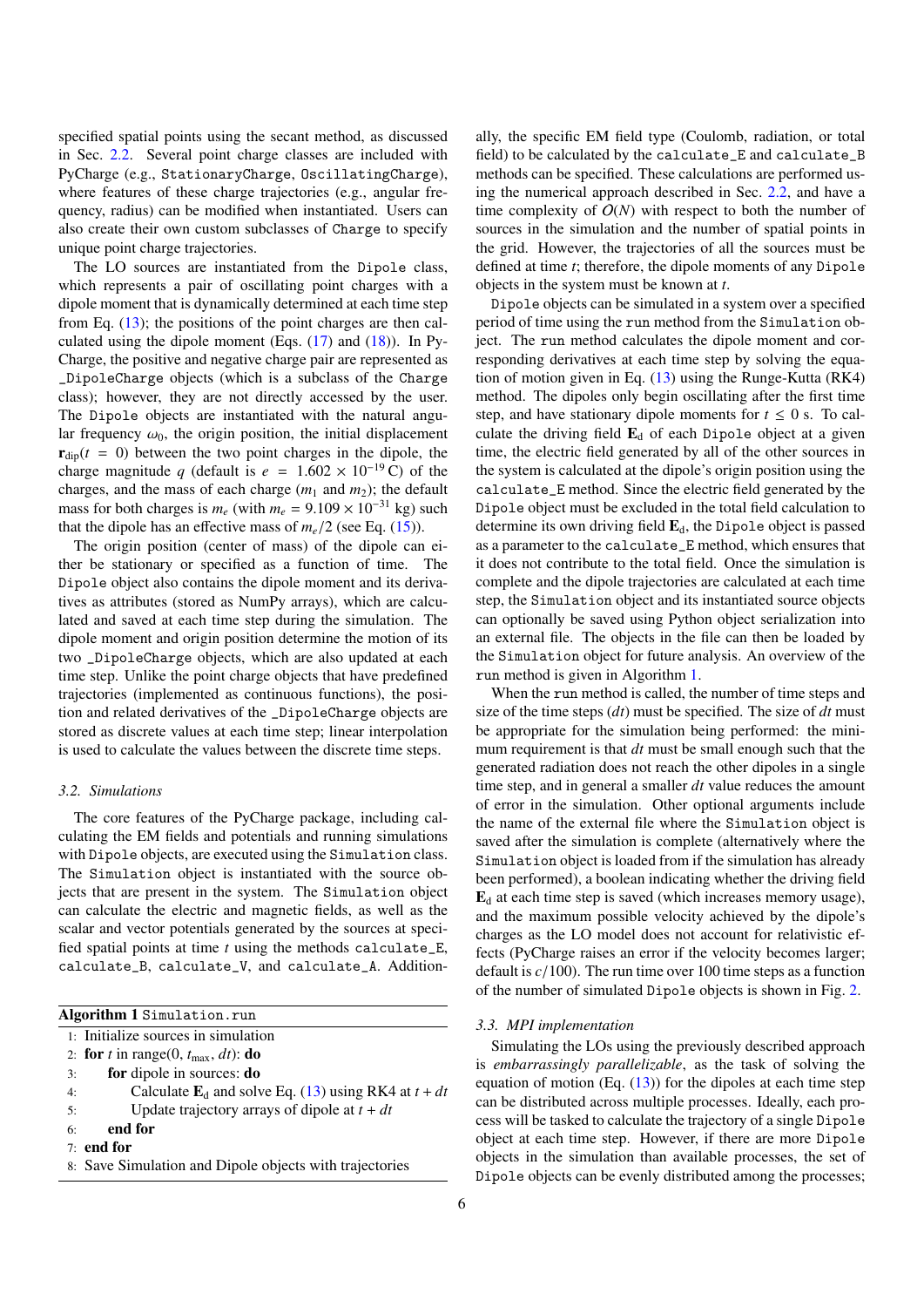specified spatial points using the secant method, as discussed in Sec. 2.2. Several point charge classes are included with PyCharge (e.g., `StationaryCharge`, `OscillatingCharge`), where features of these charge trajectories (e.g., angular frequency, radius) can be modified when instantiated. Users can also create their own custom subclasses of `Charge` to specify unique point charge trajectories.

The LO sources are instantiated from the `Dipole` class, which represents a pair of oscillating point charges with a dipole moment that is dynamically determined at each time step from Eq. (13); the positions of the point charges are then calculated using the dipole moment (Eqs. (17) and (18)). In PyCharge, the positive and negative charge pair are represented as `_DipoleCharge` objects (which is a subclass of the `Charge` class); however, they are not directly accessed by the user. The `Dipole` objects are instantiated with the natural angular frequency $\omega_0$, the origin position, the initial displacement $\mathbf{r}_{\rm dip}(t = 0)$ between the two point charges in the dipole, the charge magnitude $q$ (default is $e = 1.602 \times 10^{-19}$ C) of the charges, and the mass of each charge ($m_1$ and $m_2$); the default mass for both charges is $m_e$ (with $m_e = 9.109 \times 10^{-31}$ kg) such that the dipole has an effective mass of $m_e/2$ (see Eq. (15)).

The origin position (center of mass) of the dipole can either be stationary or specified as a function of time. The `Dipole` object also contains the dipole moment and its derivatives as attributes (stored as NumPy arrays), which are calculated and saved at each time step during the simulation. The dipole moment and origin position determine the motion of its two `_DipoleCharge` objects, which are also updated at each time step. Unlike the point charge objects that have predefined trajectories (implemented as continuous functions), the position and related derivatives of the `_DipoleCharge` objects are stored as discrete values at each time step; linear interpolation is used to calculate the values between the discrete time steps.

### 3.2. Simulations

The core features of the PyCharge package, including calculating the EM fields and potentials and running simulations with `Dipole` objects, are executed using the `Simulation` class. The `Simulation` object is instantiated with the source objects that are present in the system. The `Simulation` object can calculate the electric and magnetic fields, as well as the scalar and vector potentials generated by the sources at specified spatial points at time $t$ using the methods `calculate_E`, `calculate_B`, `calculate_V`, and `calculate_A`. Additionally, the specific EM field type (Coulomb, radiation, or total field) to be calculated by the `calculate_E` and `calculate_B` methods can be specified. These calculations are performed using the numerical approach described in Sec. 2.2, and have a time complexity of $O(N)$ with respect to both the number of sources in the simulation and the number of spatial points in the grid. However, the trajectories of all the sources must be defined at time $t$; therefore, the dipole moments of any `Dipole` objects in the system must be known at $t$.

`Dipole` objects can be simulated in a system over a specified period of time using the `run` method from the `Simulation` object. The `run` method calculates the dipole moment and corresponding derivatives at each time step by solving the equation of motion given in Eq. (13) using the Runge-Kutta (RK4) method. The dipoles only begin oscillating after the first time step, and have stationary dipole moments for $t \leq 0$ s. To calculate the driving field $\mathbf{E}_{\rm d}$ of each `Dipole` object at a given time, the electric field generated by all of the other sources in the system is calculated at the dipole's origin position using the `calculate_E` method. Since the electric field generated by the `Dipole` object must be excluded in the total field calculation to determine its own driving field $\mathbf{E}_{\rm d}$, the `Dipole` object is passed as a parameter to the `calculate_E` method, which ensures that it does not contribute to the total field. Once the simulation is complete and the dipole trajectories are calculated at each time step, the `Simulation` object and its instantiated source objects can optionally be saved using Python object serialization into an external file. The objects in the file can then be loaded by the `Simulation` object for future analysis. An overview of the `run` method is given in Algorithm 1.

**Algorithm 1** `Simulation.run`

```
1: Initialize sources in simulation
2: for t in range(0, t_max, dt): do
3:     for dipole in sources: do
4:         Calculate E_d and solve Eq. (13) using RK4 at t + dt
5:         Update trajectory arrays of dipole at t + dt
6:     end for
7: end for
8: Save Simulation and Dipole objects with trajectories
```

When the `run` method is called, the number of time steps and size of the time steps ($dt$) must be specified. The size of $dt$ must be appropriate for the simulation being performed: the minimum requirement is that $dt$ must be small enough such that the generated radiation does not reach the other dipoles in a single time step, and in general a smaller $dt$ value reduces the amount of error in the simulation. Other optional arguments include the name of the external file where the `Simulation` object is saved after the simulation is complete (alternatively where the `Simulation` object is loaded from if the simulation has already been performed), a boolean indicating whether the driving field $\mathbf{E}_{\rm d}$ at each time step is saved (which increases memory usage), and the maximum possible velocity achieved by the dipole's charges as the LO model does not account for relativistic effects (PyCharge raises an error if the velocity becomes larger; default is $c/100$). The run time over 100 time steps as a function of the number of simulated `Dipole` objects is shown in Fig. 2.

### 3.3. MPI implementation

Simulating the LOs using the previously described approach is *embarrassingly parallelizable*, as the task of solving the equation of motion (Eq. (13)) for the dipoles at each time step can be distributed across multiple processes. Ideally, each process will be tasked to calculate the trajectory of a single `Dipole` object at each time step. However, if there are more `Dipole` objects in the simulation than available processes, the set of `Dipole` objects can be evenly distributed among the processes;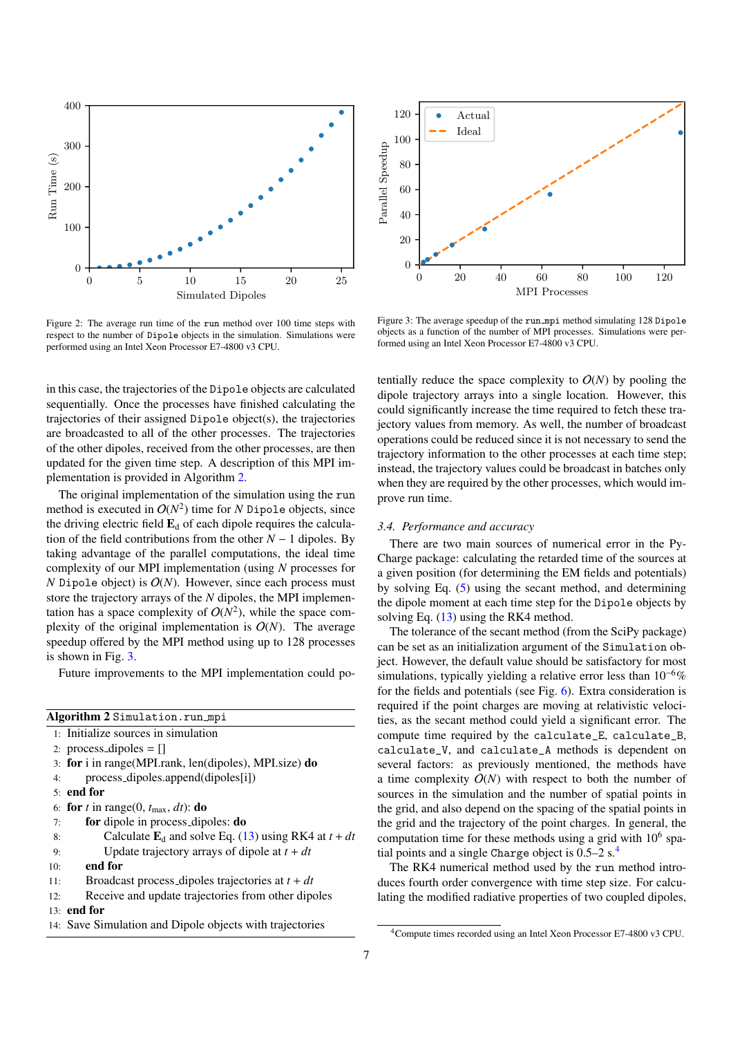Figure 2: The average run time of the `run` method over 100 time steps with respect to the number of `Dipole` objects in the simulation. Simulations were performed using an Intel Xeon Processor E7-4800 v3 CPU.

Figure 3: The average speedup of the `run_mpi` method simulating 128 `Dipole` objects as a function of the number of MPI processes. Simulations were performed using an Intel Xeon Processor E7-4800 v3 CPU.

in this case, the trajectories of the `Dipole` objects are calculated sequentially. Once the processes have finished calculating the trajectories of their assigned `Dipole` object(s), the trajectories are broadcasted to all of the other processes. The trajectories of the other dipoles, received from the other processes, are then updated for the given time step. A description of this MPI implementation is provided in Algorithm 2.

The original implementation of the simulation using the `run` method is executed in $O(N^2)$ time for $N$ `Dipole` objects, since the driving electric field $\mathbf{E}_\mathrm{d}$ of each dipole requires the calculation of the field contributions from the other $N-1$ dipoles. By taking advantage of the parallel computations, the ideal time complexity of our MPI implementation (using $N$ processes for $N$ `Dipole` object) is $O(N)$. However, since each process must store the trajectory arrays of the $N$ dipoles, the MPI implementation has a space complexity of $O(N^2)$, while the space complexity of the original implementation is $O(N)$. The average speedup offered by the MPI method using up to 128 processes is shown in Fig. 3.

Future improvements to the MPI implementation could potentially reduce the space complexity to $O(N)$ by pooling the dipole trajectory arrays into a single location. However, this could significantly increase the time required to fetch these trajectory values from memory. As well, the number of broadcast operations could be reduced since it is not necessary to send the trajectory information to the other processes at each time step; instead, the trajectory values could be broadcast in batches only when they are required by the other processes, which would improve run time.

**Algorithm 2** `Simulation.run_mpi`

```
1:  Initialize sources in simulation
2:  process_dipoles = []
3:  for i in range(MPI.rank, len(dipoles), MPI.size) do
4:      process_dipoles.append(dipoles[i])
5:  end for
6:  for t in range(0, t_max, dt): do
7:      for dipole in process_dipoles: do
8:          Calculate E_d and solve Eq. (13) using RK4 at t + dt
9:          Update trajectory arrays of dipole at t + dt
10:     end for
11:     Broadcast process_dipoles trajectories at t + dt
12:     Receive and update trajectories from other dipoles
13: end for
14: Save Simulation and Dipole objects with trajectories
```

### 3.4. Performance and accuracy

There are two main sources of numerical error in the PyCharge package: calculating the retarded time of the sources at a given position (for determining the EM fields and potentials) by solving Eq. (5) using the secant method, and determining the dipole moment at each time step for the `Dipole` objects by solving Eq. (13) using the RK4 method.

The tolerance of the secant method (from the SciPy package) can be set as an initialization argument of the `Simulation` object. However, the default value should be satisfactory for most simulations, typically yielding a relative error less than $10^{-6}$% for the fields and potentials (see Fig. 6). Extra consideration is required if the point charges are moving at relativistic velocities, as the secant method could yield a significant error. The compute time required by the `calculate_E`, `calculate_B`, `calculate_V`, and `calculate_A` methods is dependent on several factors: as previously mentioned, the methods have a time complexity $O(N)$ with respect to both the number of sources in the simulation and the number of spatial points in the grid, and also depend on the spacing of the spatial points in the grid and the trajectory of the point charges. In general, the computation time for these methods using a grid with $10^6$ spatial points and a single `Charge` object is 0.5–2 s.[4]

The RK4 numerical method used by the `run` method introduces fourth order convergence with time step size. For calculating the modified radiative properties of two coupled dipoles,

[4] Compute times recorded using an Intel Xeon Processor E7-4800 v3 CPU.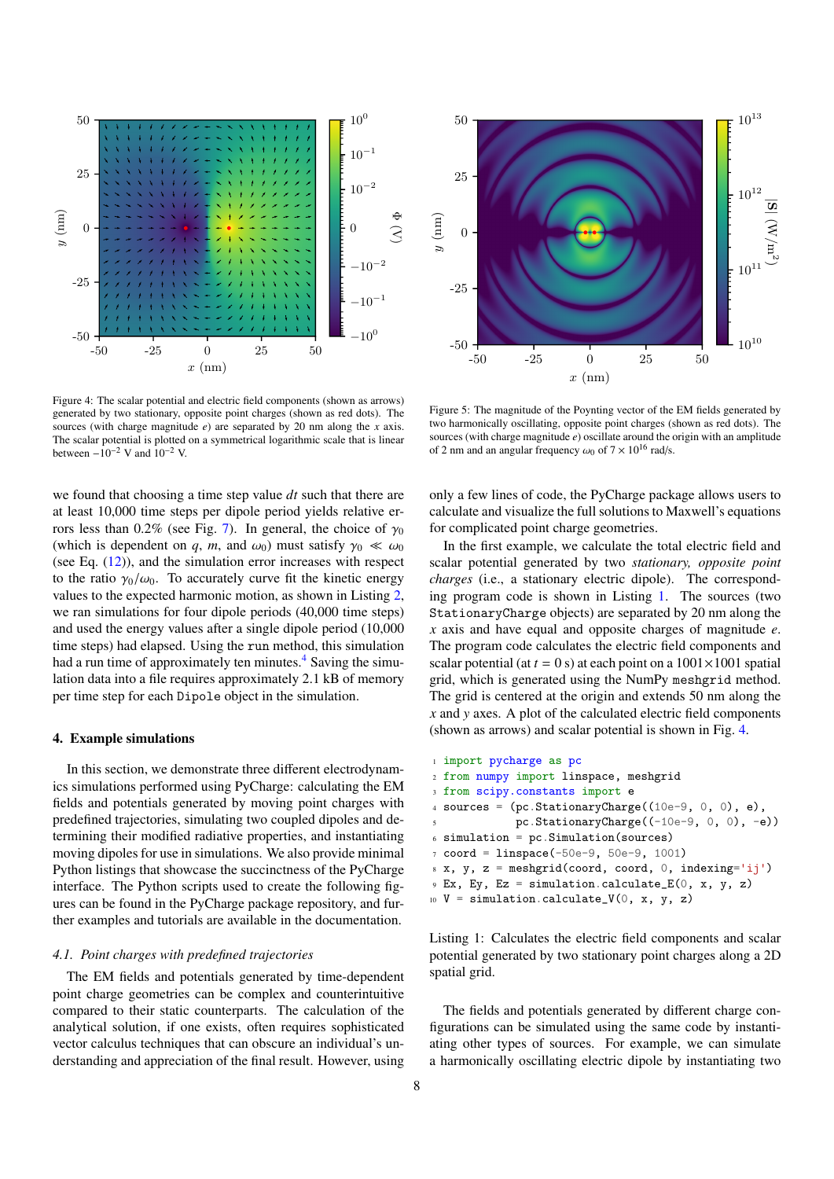Figure 4: The scalar potential and electric field components (shown as arrows) generated by two stationary, opposite point charges (shown as red dots). The sources (with charge magnitude $e$) are separated by 20 nm along the $x$ axis. The scalar potential is plotted on a symmetrical logarithmic scale that is linear between $-10^{-2}$ V and $10^{-2}$ V.

Figure 5: The magnitude of the Poynting vector of the EM fields generated by two harmonically oscillating, opposite point charges (shown as red dots). The sources (with charge magnitude $e$) oscillate around the origin with an amplitude of 2 nm and an angular frequency $\omega_0$ of $7 \times 10^{16}$ rad/s.

we found that choosing a time step value $dt$ such that there are at least 10,000 time steps per dipole period yields relative errors less than 0.2% (see Fig. 7). In general, the choice of $\gamma_0$ (which is dependent on $q$, $m$, and $\omega_0$) must satisfy $\gamma_0 \ll \omega_0$ (see Eq. (12)), and the simulation error increases with respect to the ratio $\gamma_0/\omega_0$. To accurately curve fit the kinetic energy values to the expected harmonic motion, as shown in Listing 2, we ran simulations for four dipole periods (40,000 time steps) and used the energy values after a single dipole period (10,000 time steps) had elapsed. Using the `run` method, this simulation had a run time of approximately ten minutes.[4] Saving the simulation data into a file requires approximately 2.1 kB of memory per time step for each `Dipole` object in the simulation.

## 4. Example simulations

In this section, we demonstrate three different electrodynamics simulations performed using PyCharge: calculating the EM fields and potentials generated by moving point charges with predefined trajectories, simulating two coupled dipoles and determining their modified radiative properties, and instantiating moving dipoles for use in simulations. We also provide minimal Python listings that showcase the succinctness of the PyCharge interface. The Python scripts used to create the following figures can be found in the PyCharge package repository, and further examples and tutorials are available in the documentation.

### 4.1. Point charges with predefined trajectories

The EM fields and potentials generated by time-dependent point charge geometries can be complex and counterintuitive compared to their static counterparts. The calculation of the analytical solution, if one exists, often requires sophisticated vector calculus techniques that can obscure an individual's understanding and appreciation of the final result. However, using only a few lines of code, the PyCharge package allows users to calculate and visualize the full solutions to Maxwell's equations for complicated point charge geometries.

In the first example, we calculate the total electric field and scalar potential generated by two *stationary, opposite point charges* (i.e., a stationary electric dipole). The corresponding program code is shown in Listing 1. The sources (two `StationaryCharge` objects) are separated by 20 nm along the $x$ axis and have equal and opposite charges of magnitude $e$. The program code calculates the electric field components and scalar potential (at $t = 0$ s) at each point on a $1001 \times 1001$ spatial grid, which is generated using the NumPy `meshgrid` method. The grid is centered at the origin and extends 50 nm along the $x$ and $y$ axes. A plot of the calculated electric field components (shown as arrows) and scalar potential is shown in Fig. 4.

```
import pycharge as pc
from numpy import linspace, meshgrid
from scipy.constants import e
sources = (pc.StationaryCharge((10e-9, 0, 0), e),
           pc.StationaryCharge((-10e-9, 0, 0), -e))
simulation = pc.Simulation(sources)
coord = linspace(-50e-9, 50e-9, 1001)
x, y, z = meshgrid(coord, coord, 0, indexing='ij')
Ex, Ey, Ez = simulation.calculate_E(0, x, y, z)
V = simulation.calculate_V(0, x, y, z)
```

Listing 1: Calculates the electric field components and scalar potential generated by two stationary point charges along a 2D spatial grid.

The fields and potentials generated by different charge configurations can be simulated using the same code by instantiating other types of sources. For example, we can simulate a harmonically oscillating electric dipole by instantiating two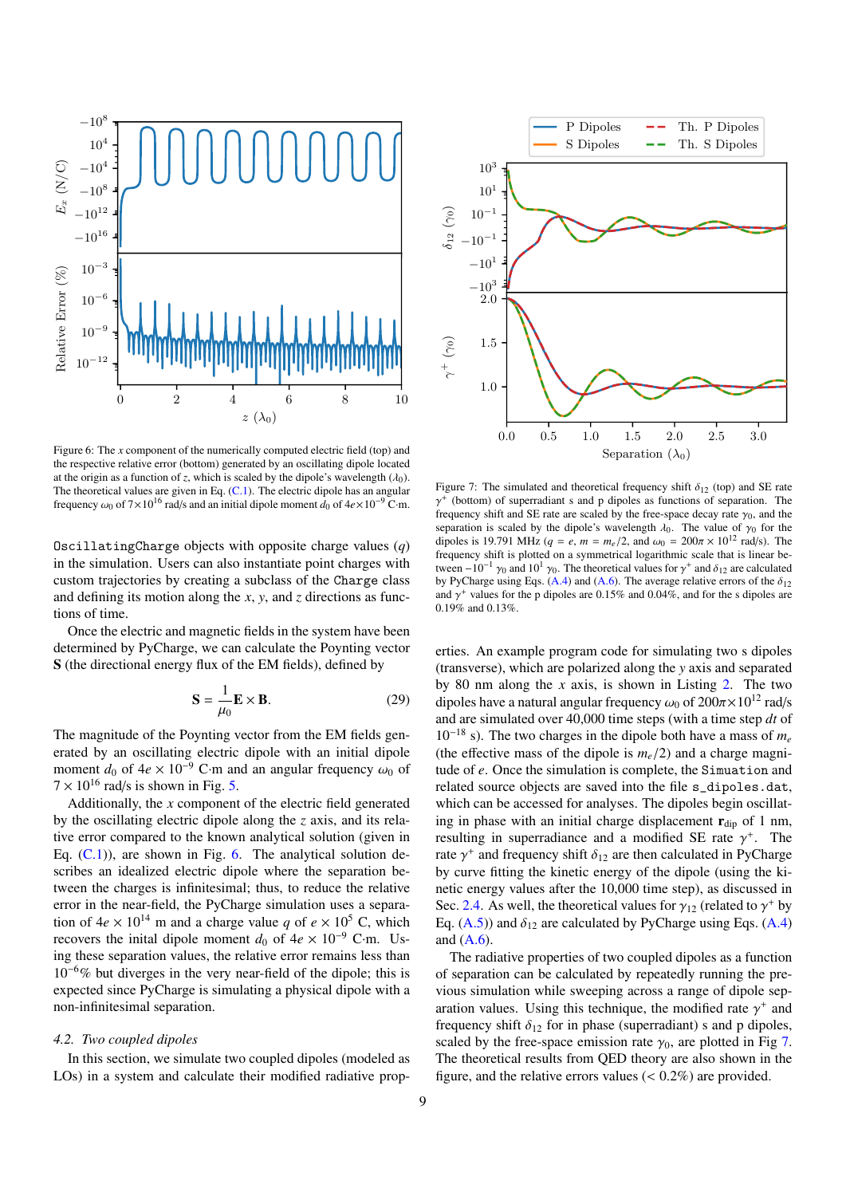Figure 6: The $x$ component of the numerically computed electric field (top) and the respective relative error (bottom) generated by an oscillating dipole located at the origin as a function of $z$, which is scaled by the dipole's wavelength ($\lambda_0$). The theoretical values are given in Eq. (C.1). The electric dipole has an angular frequency $\omega_0$ of $7\times10^{16}$ rad/s and an initial dipole moment $d_0$ of $4e\times10^{-9}$ C·m.

Figure 7: The simulated and theoretical frequency shift $\delta_{12}$ (top) and SE rate $\gamma^+$ (bottom) of superradiant s and p dipoles as functions of separation. The frequency shift and SE rate are scaled by the free-space decay rate $\gamma_0$, and the separation is scaled by the dipole's wavelength $\lambda_0$. The value of $\gamma_0$ for the dipoles is 19.791 MHz ($q = e$, $m = m_e/2$, and $\omega_0 = 200\pi \times 10^{12}$ rad/s). The frequency shift is plotted on a symmetrical logarithmic scale that is linear between $-10^{-1}$ $\gamma_0$ and $10^1$ $\gamma_0$. The theoretical values for $\gamma^+$ and $\delta_{12}$ are calculated by PyCharge using Eqs. (A.4) and (A.6). The average relative errors of the $\delta_{12}$ and $\gamma^+$ values for the p dipoles are 0.15% and 0.04%, and for the s dipoles are 0.19% and 0.13%.

`OscillatingCharge` objects with opposite charge values ($q$) in the simulation. Users can also instantiate point charges with custom trajectories by creating a subclass of the `Charge` class and defining its motion along the $x$, $y$, and $z$ directions as functions of time.

Once the electric and magnetic fields in the system have been determined by PyCharge, we can calculate the Poynting vector $\mathbf{S}$ (the directional energy flux of the EM fields), defined by

$$\mathbf{S} = \frac{1}{\mu_0}\mathbf{E}\times\mathbf{B}. \tag{29}$$

The magnitude of the Poynting vector from the EM fields generated by an oscillating electric dipole with an initial dipole moment $d_0$ of $4e \times 10^{-9}$ C·m and an angular frequency $\omega_0$ of $7 \times 10^{16}$ rad/s is shown in Fig. 5.

Additionally, the $x$ component of the electric field generated by the oscillating electric dipole along the $z$ axis, and its relative error compared to the known analytical solution (given in Eq. (C.1)), are shown in Fig. 6. The analytical solution describes an idealized electric dipole where the separation between the charges is infinitesimal; thus, to reduce the relative error in the near-field, the PyCharge simulation uses a separation of $4e \times 10^{14}$ m and a charge value $q$ of $e \times 10^5$ C, which recovers the inital dipole moment $d_0$ of $4e \times 10^{-9}$ C·m. Using these separation values, the relative error remains less than $10^{-6}$% but diverges in the very near-field of the dipole; this is expected since PyCharge is simulating a physical dipole with a non-infinitesimal separation.

### 4.2. Two coupled dipoles

In this section, we simulate two coupled dipoles (modeled as LOs) in a system and calculate their modified radiative properties. An example program code for simulating two s dipoles (transverse), which are polarized along the $y$ axis and separated by 80 nm along the $x$ axis, is shown in Listing 2. The two dipoles have a natural angular frequency $\omega_0$ of $200\pi\times10^{12}$ rad/s and are simulated over 40,000 time steps (with a time step $dt$ of $10^{-18}$ s). The two charges in the dipole both have a mass of $m_e$ (the effective mass of the dipole is $m_e/2$) and a charge magnitude of $e$. Once the simulation is complete, the `Simuation` and related source objects are saved into the file `s_dipoles.dat`, which can be accessed for analyses. The dipoles begin oscillating in phase with an initial charge displacement $\mathbf{r}_{\rm dip}$ of 1 nm, resulting in superradiance and a modified SE rate $\gamma^+$. The rate $\gamma^+$ and frequency shift $\delta_{12}$ are then calculated in PyCharge by curve fitting the kinetic energy of the dipole (using the kinetic energy values after the 10,000 time step), as discussed in Sec. 2.4. As well, the theoretical values for $\gamma_{12}$ (related to $\gamma^+$ by Eq. (A.5)) and $\delta_{12}$ are calculated by PyCharge using Eqs. (A.4) and (A.6).

The radiative properties of two coupled dipoles as a function of separation can be calculated by repeatedly running the previous simulation while sweeping across a range of dipole separation values. Using this technique, the modified rate $\gamma^+$ and frequency shift $\delta_{12}$ for in phase (superradiant) s and p dipoles, scaled by the free-space emission rate $\gamma_0$, are plotted in Fig 7. The theoretical results from QED theory are also shown in the figure, and the relative errors values (< 0.2%) are provided.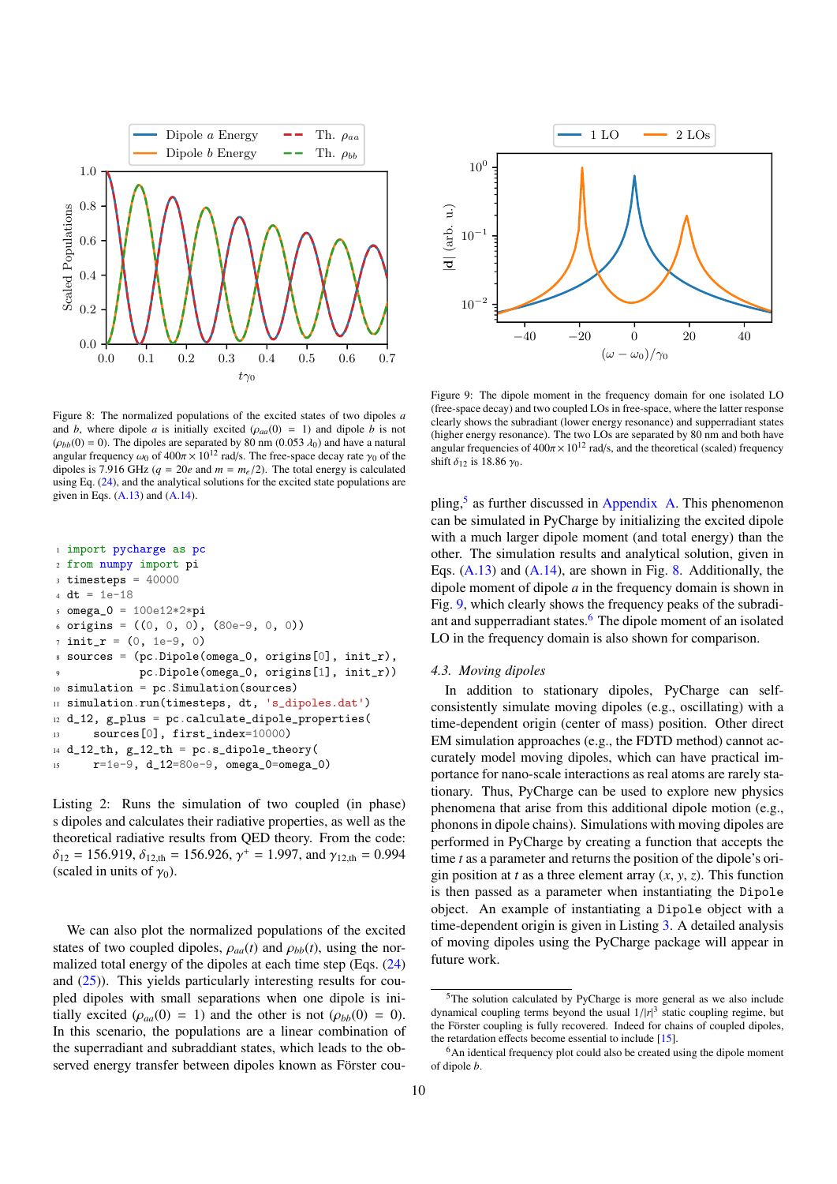Figure 8: The normalized populations of the excited states of two dipoles $a$ and $b$, where dipole $a$ is initially excited ($\rho_{aa}(0) = 1$) and dipole $b$ is not ($\rho_{bb}(0) = 0$). The dipoles are separated by 80 nm (0.053 $\lambda_0$) and have a natural angular frequency $\omega_0$ of $400\pi \times 10^{12}$ rad/s. The free-space decay rate $\gamma_0$ of the dipoles is 7.916 GHz ($q = 20e$ and $m = m_e/2$). The total energy is calculated using Eq. (24), and the analytical solutions for the excited state populations are given in Eqs. (A.13) and (A.14).

```
import pycharge as pc
from numpy import pi
timesteps = 40000
dt = 1e-18
omega_0 = 100e12*2*pi
origins = ((0, 0, 0), (80e-9, 0, 0))
init_r = (0, 1e-9, 0)
sources = (pc.Dipole(omega_0, origins[0], init_r),
           pc.Dipole(omega_0, origins[1], init_r))
simulation = pc.Simulation(sources)
simulation.run(timesteps, dt, 's_dipoles.dat')
d_12, g_plus = pc.calculate_dipole_properties(
    sources[0], first_index=10000)
d_12_th, g_12_th = pc.s_dipole_theory(
    r=1e-9, d_12=80e-9, omega_0=omega_0)
```

Listing 2: Runs the simulation of two coupled (in phase) s dipoles and calculates their radiative properties, as well as the theoretical radiative results from QED theory. From the code: $\delta_{12} = 156.919$, $\delta_{12,\text{th}} = 156.926$, $\gamma^+ = 1.997$, and $\gamma_{12,\text{th}} = 0.994$ (scaled in units of $\gamma_0$).

We can also plot the normalized populations of the excited states of two coupled dipoles, $\rho_{aa}(t)$ and $\rho_{bb}(t)$, using the normalized total energy of the dipoles at each time step (Eqs. (24) and (25)). This yields particularly interesting results for coupled dipoles with small separations when one dipole is initially excited ($\rho_{aa}(0) = 1$) and the other is not ($\rho_{bb}(0) = 0$). In this scenario, the populations are a linear combination of the superradiant and subraddiant states, which leads to the observed energy transfer between dipoles known as Förster coupling,[5] as further discussed in Appendix A. This phenomenon can be simulated in PyCharge by initializing the excited dipole with a much larger dipole moment (and total energy) than the other. The simulation results and analytical solution, given in Eqs. (A.13) and (A.14), are shown in Fig. 8. Additionally, the dipole moment of dipole $a$ in the frequency domain is shown in Fig. 9, which clearly shows the frequency peaks of the subradiant and superradiant states.[6] The dipole moment of an isolated LO in the frequency domain is also shown for comparison.

Figure 9: The dipole moment in the frequency domain for one isolated LO (free-space decay) and two coupled LOs in free-space, where the latter response clearly shows the subradiant (lower energy resonance) and superradiant states (higher energy resonance). The two LOs are separated by 80 nm and both have angular frequencies of $400\pi \times 10^{12}$ rad/s, and the theoretical (scaled) frequency shift $\delta_{12}$ is 18.86 $\gamma_0$.

### 4.3. Moving dipoles

In addition to stationary dipoles, PyCharge can self-consistently simulate moving dipoles (e.g., oscillating) with a time-dependent origin (center of mass) position. Other direct EM simulation approaches (e.g., the FDTD method) cannot accurately model moving dipoles, which can have practical importance for nano-scale interactions as real atoms are rarely stationary. Thus, PyCharge can be used to explore new physics phenomena that arise from this additional dipole motion (e.g., phonons in dipole chains). Simulations with moving dipoles are performed in PyCharge by creating a function that accepts the time $t$ as a parameter and returns the position of the dipole's origin position at $t$ as a three element array $(x, y, z)$. This function is then passed as a parameter when instantiating the `Dipole` object. An example of instantiating a `Dipole` object with a time-dependent origin is given in Listing 3. A detailed analysis of moving dipoles using the PyCharge package will appear in future work.

[5] The solution calculated by PyCharge is more general as we also include dynamical coupling terms beyond the usual $1/|r|^3$ static coupling regime, but the Förster coupling is fully recovered. Indeed for chains of coupled dipoles, the retardation effects become essential to include [15].

[6] An identical frequency plot could also be created using the dipole moment of dipole $b$.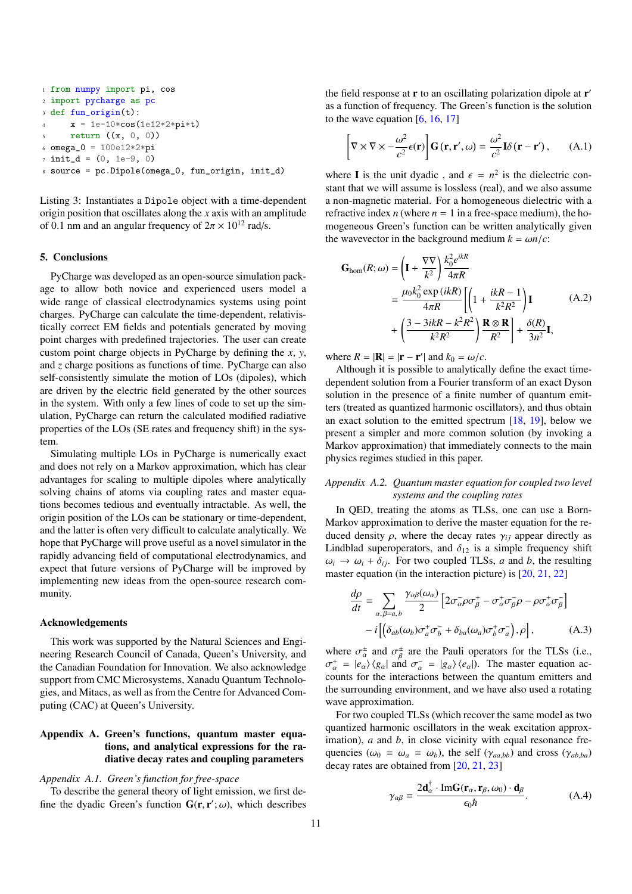```
from numpy import pi, cos
import pycharge as pc
def fun_origin(t):
    x = 1e-10*cos(1e12*2*pi*t)
    return ((x, 0, 0))
omega_0 = 100e12*2*pi
init_d = (0, 1e-9, 0)
source = pc.Dipole(omega_0, fun_origin, init_d)
```

Listing 3: Instantiates a `Dipole` object with a time-dependent origin position that oscillates along the $x$ axis with an amplitude of 0.1 nm and an angular frequency of $2\pi \times 10^{12}$ rad/s.

## 5. Conclusions

PyCharge was developed as an open-source simulation package to allow both novice and experienced users model a wide range of classical electrodynamics systems using point charges. PyCharge can calculate the time-dependent, relativistically correct EM fields and potentials generated by moving point charges with predefined trajectories. The user can create custom point charge objects in PyCharge by defining the $x$, $y$, and $z$ charge positions as functions of time. PyCharge can also self-consistently simulate the motion of LOs (dipoles), which are driven by the electric field generated by the other sources in the system. With only a few lines of code to set up the simulation, PyCharge can return the calculated modified radiative properties of the LOs (SE rates and frequency shift) in the system.

Simulating multiple LOs in PyCharge is numerically exact and does not rely on a Markov approximation, which has clear advantages for scaling to multiple dipoles where analytically solving chains of atoms via coupling rates and master equations becomes tedious and eventually intractable. As well, the origin position of the LOs can be stationary or time-dependent, and the latter is often very difficult to calculate analytically. We hope that PyCharge will prove useful as a novel simulator in the rapidly advancing field of computational electrodynamics, and expect that future versions of PyCharge will be improved by implementing new ideas from the open-source research community.

## Acknowledgements

This work was supported by the Natural Sciences and Engineering Research Council of Canada, Queen's University, and the Canadian Foundation for Innovation. We also acknowledge support from CMC Microsystems, Xanadu Quantum Technologies, and Mitacs, as well as from the Centre for Advanced Computing (CAC) at Queen's University.

## Appendix A. Green's functions, quantum master equations, and analytical expressions for the radiative decay rates and coupling parameters

### *Appendix A.1. Green's function for free-space*

To describe the general theory of light emission, we first define the dyadic Green's function $\mathbf{G}(\mathbf{r}, \mathbf{r}'; \omega)$, which describes the field response at $\mathbf{r}$ to an oscillating polarization dipole at $\mathbf{r}'$ as a function of frequency. The Green's function is the solution to the wave equation [6, 16, 17]

$$\left[\nabla \times \nabla \times -\frac{\omega^2}{c^2}\epsilon(\mathbf{r})\right] \mathbf{G}\left(\mathbf{r}, \mathbf{r}', \omega\right) = \frac{\omega^2}{c^2}\mathbf{I}\delta\left(\mathbf{r} - \mathbf{r}'\right), \qquad \text{(A.1)}$$

where $\mathbf{I}$ is the unit dyadic , and $\epsilon = n^2$ is the dielectric constant that we will assume is lossless (real), and we also assume a non-magnetic material. For a homogeneous dielectric with a refractive index $n$ (where $n = 1$ in a free-space medium), the homogeneous Green's function can be written analytically given the wavevector in the background medium $k = \omega n/c$:

$$\begin{aligned}
\mathbf{G}_{\text{hom}}(R; \omega) &= \left(\mathbf{I} + \frac{\nabla\nabla}{k^2}\right)\frac{k_0^2 e^{ikR}}{4\pi R} \\
&= \frac{\mu_0 k_0^2 \exp{(ikR)}}{4\pi R}\left[\left(1 + \frac{ikR - 1}{k^2R^2}\right)\mathbf{I}\right. \qquad \text{(A.2)}\\
&+ \left.\left(\frac{3 - 3ikR - k^2R^2}{k^2R^2}\right)\frac{\mathbf{R}\otimes\mathbf{R}}{R^2}\right] + \frac{\delta(R)}{3n^2}\mathbf{I},
\end{aligned}$$

where $R = |\mathbf{R}| = |\mathbf{r} - \mathbf{r}'|$ and $k_0 = \omega/c$.

Although it is possible to analytically define the exact time-dependent solution from a Fourier transform of an exact Dyson solution in the presence of a finite number of quantum emitters (treated as quantized harmonic oscillators), and thus obtain an exact solution to the emitted spectrum [18, 19], below we present a simpler and more common solution (by invoking a Markov approximation) that immediately connects to the main physics regimes studied in this paper.

### *Appendix A.2. Quantum master equation for coupled two level systems and the coupling rates*

In QED, treating the atoms as TLSs, one can use a Born-Markov approximation to derive the master equation for the reduced density $\rho$, where the decay rates $\gamma_{ij}$ appear directly as Lindblad superoperators, and $\delta_{12}$ is a simple frequency shift $\omega_i \to \omega_i + \delta_{ij}$. For two coupled TLSs, $a$ and $b$, the resulting master equation (in the interaction picture) is [20, 21, 22]

$$\begin{aligned}
\frac{d\rho}{dt} &= \sum_{\alpha,\beta=a,b}\frac{\gamma_{\alpha\beta}(\omega_\alpha)}{2}\left[2\sigma_\alpha^-\rho\sigma_\beta^+ - \sigma_\alpha^+\sigma_\beta^-\rho - \rho\sigma_\alpha^+\sigma_\beta^-\right] \\
&- i\left[\left(\delta_{ab}(\omega_b)\sigma_a^+\sigma_b^- + \delta_{ba}(\omega_a)\sigma_b^+\sigma_a^-\right), \rho\right], \qquad \text{(A.3)}
\end{aligned}$$

where $\sigma_\alpha^\pm$ and $\sigma_\beta^\pm$ are the Pauli operators for the TLSs (i.e., $\sigma_\alpha^+ = |e_\alpha\rangle\langle g_\alpha|$ and $\sigma_\alpha^- = |g_\alpha\rangle\langle e_\alpha|$). The master equation accounts for the interactions between the quantum emitters and the surrounding environment, and we have also used a rotating wave approximation.

For two coupled TLSs (which recover the same model as two quantized harmonic oscillators in the weak excitation approximation), $a$ and $b$, in close vicinity with equal resonance frequencies ($\omega_0 = \omega_a = \omega_b$), the self ($\gamma_{aa,bb}$) and cross ($\gamma_{ab,ba}$) decay rates are obtained from [20, 21, 23]

$$\gamma_{\alpha\beta} = \frac{2\mathbf{d}_\alpha^\dagger \cdot \text{Im}\mathbf{G}(\mathbf{r}_\alpha, \mathbf{r}_\beta, \omega_0) \cdot \mathbf{d}_\beta}{\epsilon_0\hbar}. \qquad \text{(A.4)}$$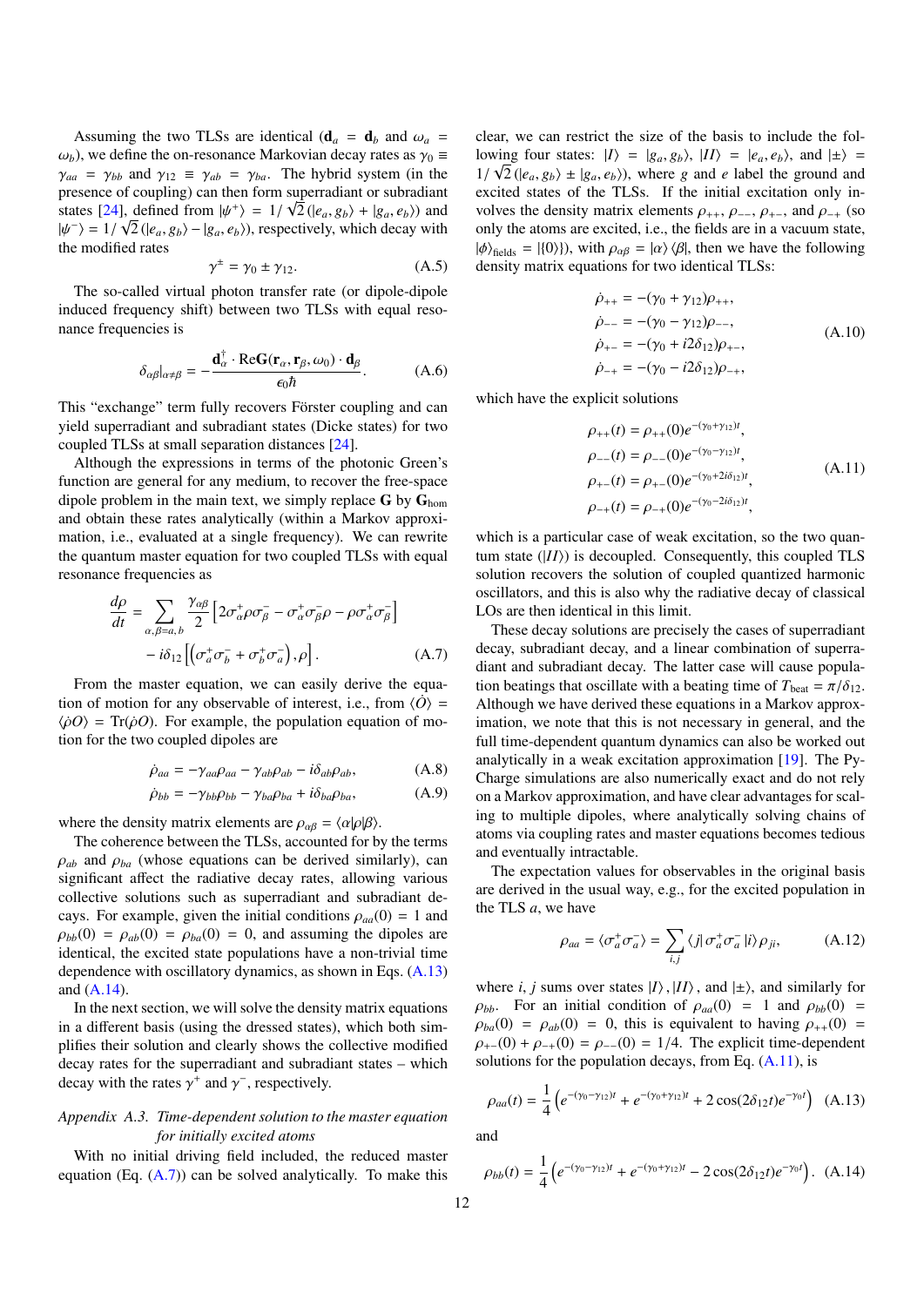Assuming the two TLSs are identical ($\mathbf{d}_a = \mathbf{d}_b$ and $\omega_a = \omega_b$), we define the on-resonance Markovian decay rates as $\gamma_0 \equiv \gamma_{aa} = \gamma_{bb}$ and $\gamma_{12} \equiv \gamma_{ab} = \gamma_{ba}$. The hybrid system (in the presence of coupling) can then form superradiant or subradiant states [24], defined from $|\psi^+\rangle = 1/\sqrt{2}(|e_a, g_b\rangle + |g_a, e_b\rangle)$ and $|\psi^-\rangle = 1/\sqrt{2}(|e_a, g_b\rangle - |g_a, e_b\rangle)$, respectively, which decay with the modified rates

$$\gamma^{\pm} = \gamma_0 \pm \gamma_{12}. \tag{A.5}$$

The so-called virtual photon transfer rate (or dipole-dipole induced frequency shift) between two TLSs with equal resonance frequencies is

$$\delta_{\alpha\beta}|_{\alpha\neq\beta} = -\frac{\mathbf{d}_\alpha^\dagger \cdot \mathrm{Re}\mathbf{G}(\mathbf{r}_\alpha, \mathbf{r}_\beta, \omega_0) \cdot \mathbf{d}_\beta}{\epsilon_0 \hbar}. \tag{A.6}$$

This "exchange" term fully recovers Förster coupling and can yield superradiant and subradiant states (Dicke states) for two coupled TLSs at small separation distances [24].

Although the expressions in terms of the photonic Green's function are general for any medium, to recover the free-space dipole problem in the main text, we simply replace $\mathbf{G}$ by $\mathbf{G}_{\mathrm{hom}}$ and obtain these rates analytically (within a Markov approximation, i.e., evaluated at a single frequency). We can rewrite the quantum master equation for two coupled TLSs with equal resonance frequencies as

$$\frac{d\rho}{dt} = \sum_{\alpha,\beta=a,b} \frac{\gamma_{\alpha\beta}}{2}\left[2\sigma_\alpha^+\rho\sigma_\beta^- - \sigma_\alpha^+\sigma_\beta^-\rho - \rho\sigma_\alpha^+\sigma_\beta^-\right] - i\delta_{12}\left[\left(\sigma_a^+\sigma_b^- + \sigma_b^+\sigma_a^-\right), \rho\right]. \tag{A.7}$$

From the master equation, we can easily derive the equation of motion for any observable of interest, i.e., from $\langle\dot{O}\rangle = \langle\dot{\rho}O\rangle = \mathrm{Tr}(\dot{\rho}O)$. For example, the population equation of motion for the two coupled dipoles are

$$\dot{\rho}_{aa} = -\gamma_{aa}\rho_{aa} - \gamma_{ab}\rho_{ab} - i\delta_{ab}\rho_{ab}, \tag{A.8}$$

$$\dot{\rho}_{bb} = -\gamma_{bb}\rho_{bb} - \gamma_{ba}\rho_{ba} + i\delta_{ba}\rho_{ba}, \tag{A.9}$$

where the density matrix elements are $\rho_{\alpha\beta} = \langle\alpha|\rho|\beta\rangle$.

The coherence between the TLSs, accounted for by the terms $\rho_{ab}$ and $\rho_{ba}$ (whose equations can be derived similarly), can significant affect the radiative decay rates, allowing various collective solutions such as superradiant and subradiant decays. For example, given the initial conditions $\rho_{aa}(0) = 1$ and $\rho_{bb}(0) = \rho_{ab}(0) = \rho_{ba}(0) = 0$, and assuming the dipoles are identical, the excited state populations have a non-trivial time dependence with oscillatory dynamics, as shown in Eqs. (A.13) and (A.14).

In the next section, we will solve the density matrix equations in a different basis (using the dressed states), which both simplifies their solution and clearly shows the collective modified decay rates for the superradiant and subradiant states – which decay with the rates $\gamma^+$ and $\gamma^-$, respectively.

*Appendix A.3. Time-dependent solution to the master equation for initially excited atoms*

With no initial driving field included, the reduced master equation (Eq. (A.7)) can be solved analytically. To make this clear, we can restrict the size of the basis to include the following four states: $|I\rangle = |g_a, g_b\rangle$, $|II\rangle = |e_a, e_b\rangle$, and $|\pm\rangle = 1/\sqrt{2}(|e_a, g_b\rangle \pm |g_a, e_b\rangle)$, where $g$ and $e$ label the ground and excited states of the TLSs. If the initial excitation only involves the density matrix elements $\rho_{++}$, $\rho_{--}$, $\rho_{+-}$, and $\rho_{-+}$ (so only the atoms are excited, i.e., the fields are in a vacuum state, $|\phi\rangle_{\mathrm{fields}} = |\{0\}\rangle$), with $\rho_{\alpha\beta} = |\alpha\rangle\langle\beta|$, then we have the following density matrix equations for two identical TLSs:

$$\begin{aligned}
\dot{\rho}_{++} &= -(\gamma_0 + \gamma_{12})\rho_{++}, \\
\dot{\rho}_{--} &= -(\gamma_0 - \gamma_{12})\rho_{--}, \\
\dot{\rho}_{+-} &= -(\gamma_0 + i2\delta_{12})\rho_{+-}, \\
\dot{\rho}_{-+} &= -(\gamma_0 - i2\delta_{12})\rho_{-+},
\end{aligned} \tag{A.10}$$

which have the explicit solutions

$$\begin{aligned}
\rho_{++}(t) &= \rho_{++}(0)e^{-(\gamma_0+\gamma_{12})t}, \\
\rho_{--}(t) &= \rho_{--}(0)e^{-(\gamma_0-\gamma_{12})t}, \\
\rho_{+-}(t) &= \rho_{+-}(0)e^{-(\gamma_0+2i\delta_{12})t}, \\
\rho_{-+}(t) &= \rho_{-+}(0)e^{-(\gamma_0-2i\delta_{12})t},
\end{aligned} \tag{A.11}$$

which is a particular case of weak excitation, so the two quantum state ($|II\rangle$) is decoupled. Consequently, this coupled TLS solution recovers the solution of coupled quantized harmonic oscillators, and this is also why the radiative decay of classical LOs are then identical in this limit.

These decay solutions are precisely the cases of superradiant decay, subradiant decay, and a linear combination of superradiant and subradiant decays. The latter case will cause population beatings that oscillate with a beating time of $T_{\mathrm{beat}} = \pi/\delta_{12}$. Although we have derived these equations in a Markov approximation, we note that this is not necessary in general, and the full time-dependent quantum dynamics can also be worked out analytically in a weak excitation approximation [19]. The PyCharge simulations are also numerically exact and do not rely on a Markov approximation, and have clear advantages for scaling to multiple dipoles, where analytically solving chains of atoms via coupling rates and master equations becomes tedious and eventually intractable.

The expectation values for observables in the original basis are derived in the usual way, e.g., for the excited population in the TLS $a$, we have

$$\rho_{aa} = \langle\sigma_a^+\sigma_a^-\rangle = \sum_{i,j}\langle j|\sigma_a^+\sigma_a^-|i\rangle\rho_{ji}, \tag{A.12}$$

where $i, j$ sums over states $|I\rangle, |II\rangle$, and $|\pm\rangle$, and similarly for $\rho_{bb}$. For an initial condition of $\rho_{aa}(0) = 1$ and $\rho_{bb}(0) = \rho_{ba}(0) = \rho_{ab}(0) = 0$, this is equivalent to having $\rho_{++}(0) = \rho_{+-}(0) + \rho_{-+}(0) = \rho_{--}(0) = 1/4$. The explicit time-dependent solutions for the population decays, from Eq. (A.11), is

$$\rho_{aa}(t) = \frac{1}{4}\left(e^{-(\gamma_0-\gamma_{12})t} + e^{-(\gamma_0+\gamma_{12})t} + 2\cos(2\delta_{12}t)e^{-\gamma_0 t}\right) \tag{A.13}$$

and

$$\rho_{bb}(t) = \frac{1}{4}\left(e^{-(\gamma_0-\gamma_{12})t} + e^{-(\gamma_0+\gamma_{12})t} - 2\cos(2\delta_{12}t)e^{-\gamma_0 t}\right). \tag{A.14}$$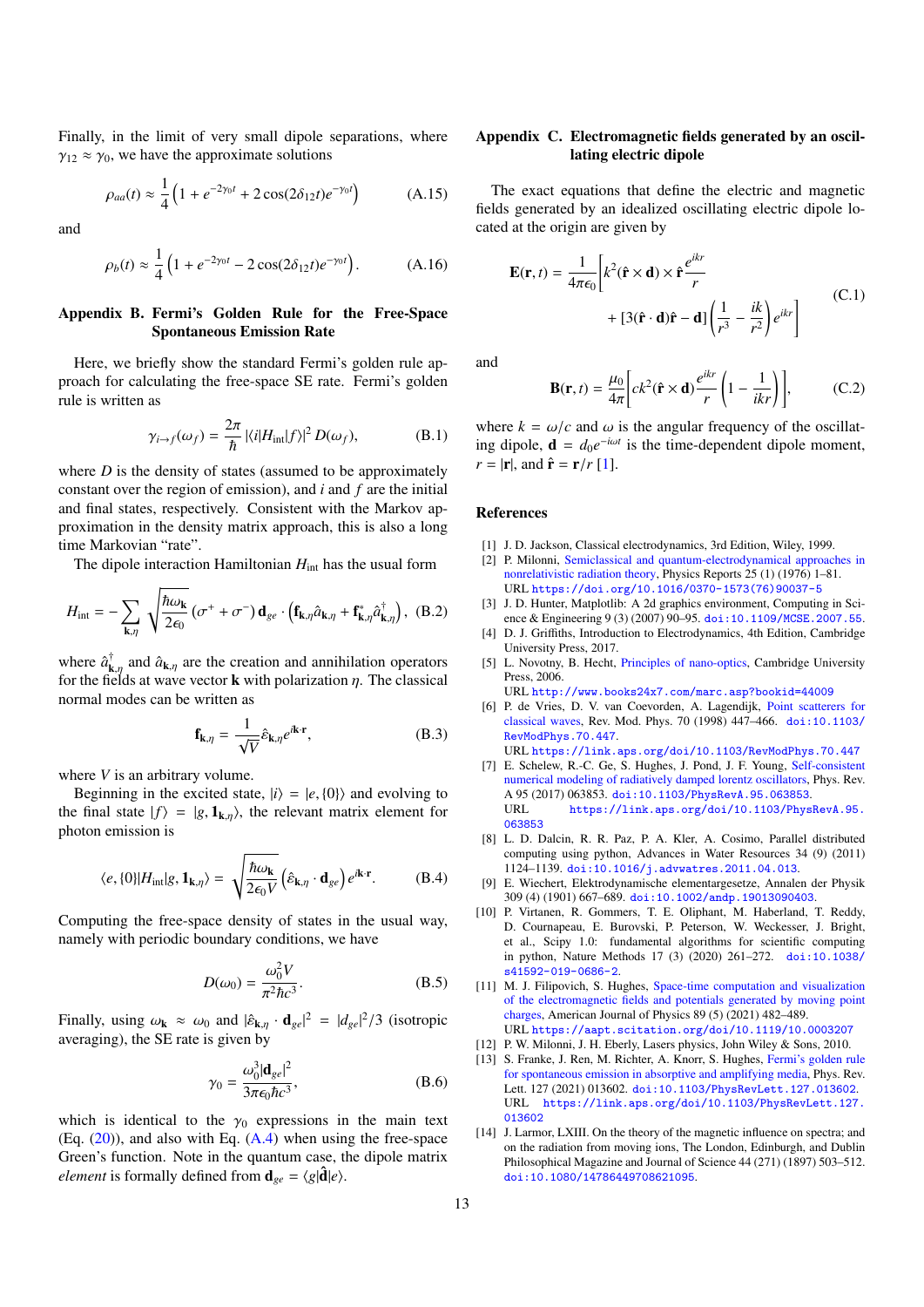Finally, in the limit of very small dipole separations, where $\gamma_{12} \approx \gamma_0$, we have the approximate solutions

$$\rho_{aa}(t) \approx \frac{1}{4}\left(1 + e^{-2\gamma_0 t} + 2\cos(2\delta_{12}t)e^{-\gamma_0 t}\right) \tag{A.15}$$

and

$$\rho_b(t) \approx \frac{1}{4}\left(1 + e^{-2\gamma_0 t} - 2\cos(2\delta_{12}t)e^{-\gamma_0 t}\right). \tag{A.16}$$

## Appendix B. Fermi's Golden Rule for the Free-Space Spontaneous Emission Rate

Here, we briefly show the standard Fermi's golden rule approach for calculating the free-space SE rate. Fermi's golden rule is written as

$$\gamma_{i\to f}(\omega_f) = \frac{2\pi}{\hbar}\,|\langle i|H_{\rm int}|f\rangle|^2\, D(\omega_f), \tag{B.1}$$

where $D$ is the density of states (assumed to be approximately constant over the region of emission), and $i$ and $f$ are the initial and final states, respectively. Consistent with the Markov approximation in the density matrix approach, this is also a long time Markovian "rate".

The dipole interaction Hamiltonian $H_{\rm int}$ has the usual form

$$H_{\rm int} = -\sum_{\mathbf{k},\eta}\sqrt{\frac{\hbar\omega_{\mathbf{k}}}{2\epsilon_0}}\,(\sigma^+ + \sigma^-)\,\mathbf{d}_{ge}\cdot\left(\mathbf{f}_{\mathbf{k},\eta}\hat{a}_{\mathbf{k},\eta} + \mathbf{f}^*_{\mathbf{k},\eta}\hat{a}^\dagger_{\mathbf{k},\eta}\right), \tag{B.2}$$

where $\hat{a}^\dagger_{\mathbf{k},\eta}$ and $\hat{a}_{\mathbf{k},\eta}$ are the creation and annihilation operators for the fields at wave vector $\mathbf{k}$ with polarization $\eta$. The classical normal modes can be written as

$$\mathbf{f}_{\mathbf{k},\eta} = \frac{1}{\sqrt{V}}\hat{\varepsilon}_{\mathbf{k},\eta}e^{i\mathbf{k}\cdot\mathbf{r}}, \tag{B.3}$$

where $V$ is an arbitrary volume.

Beginning in the excited state, $|i\rangle = |e,\{0\}\rangle$ and evolving to the final state $|f\rangle = |g,\mathbf{1}_{\mathbf{k},\eta}\rangle$, the relevant matrix element for photon emission is

$$\langle e,\{0\}|H_{\rm int}|g,\mathbf{1}_{\mathbf{k},\eta}\rangle = \sqrt{\frac{\hbar\omega_{\mathbf{k}}}{2\epsilon_0 V}}\left(\hat{\varepsilon}_{\mathbf{k},\eta}\cdot\mathbf{d}_{ge}\right)e^{i\mathbf{k}\cdot\mathbf{r}}. \tag{B.4}$$

Computing the free-space density of states in the usual way, namely with periodic boundary conditions, we have

$$D(\omega_0) = \frac{\omega_0^2 V}{\pi^2\hbar c^3}. \tag{B.5}$$

Finally, using $\omega_{\mathbf{k}} \approx \omega_0$ and $|\hat{\varepsilon}_{\mathbf{k},\eta}\cdot\mathbf{d}_{ge}|^2 = |d_{ge}|^2/3$ (isotropic averaging), the SE rate is given by

$$\gamma_0 = \frac{\omega_0^3|\mathbf{d}_{ge}|^2}{3\pi\epsilon_0\hbar c^3}, \tag{B.6}$$

which is identical to the $\gamma_0$ expressions in the main text (Eq. (20)), and also with Eq. (A.4) when using the free-space Green's function. Note in the quantum case, the dipole matrix *element* is formally defined from $\mathbf{d}_{ge} = \langle g|\hat{\mathbf{d}}|e\rangle$.

## Appendix C. Electromagnetic fields generated by an oscillating electric dipole

The exact equations that define the electric and magnetic fields generated by an idealized oscillating electric dipole located at the origin are given by

$$\mathbf{E}(\mathbf{r},t) = \frac{1}{4\pi\epsilon_0}\bigg[k^2(\hat{\mathbf{r}}\times\mathbf{d})\times\hat{\mathbf{r}}\frac{e^{ikr}}{r} + [3(\hat{\mathbf{r}}\cdot\mathbf{d})\hat{\mathbf{r}} - \mathbf{d}]\left(\frac{1}{r^3} - \frac{ik}{r^2}\right)e^{ikr}\bigg] \tag{C.1}$$

and

$$\mathbf{B}(\mathbf{r},t) = \frac{\mu_0}{4\pi}\bigg[ck^2(\hat{\mathbf{r}}\times\mathbf{d})\frac{e^{ikr}}{r}\left(1 - \frac{1}{ikr}\right)\bigg], \tag{C.2}$$

where $k = \omega/c$ and $\omega$ is the angular frequency of the oscillating dipole, $\mathbf{d} = d_0 e^{-i\omega t}$ is the time-dependent dipole moment, $r = |\mathbf{r}|$, and $\hat{\mathbf{r}} = \mathbf{r}/r$ [1].

## References

[1] J. D. Jackson, Classical electrodynamics, 3rd Edition, Wiley, 1999.

[2] P. Milonni, Semiclassical and quantum-electrodynamical approaches in nonrelativistic radiation theory, Physics Reports 25 (1) (1976) 1–81. URL https://doi.org/10.1016/0370-1573(76)90037-5

[3] J. D. Hunter, Matplotlib: A 2d graphics environment, Computing in Science & Engineering 9 (3) (2007) 90–95. doi:10.1109/MCSE.2007.55.

[4] D. J. Griffiths, Introduction to Electrodynamics, 4th Edition, Cambridge University Press, 2017.

[5] L. Novotny, B. Hecht, Principles of nano-optics, Cambridge University Press, 2006. URL http://www.books24x7.com/marc.asp?bookid=44009

[6] P. de Vries, D. V. van Coevorden, A. Lagendijk, Point scatterers for classical waves, Rev. Mod. Phys. 70 (1998) 447–466. doi:10.1103/RevModPhys.70.447. URL https://link.aps.org/doi/10.1103/RevModPhys.70.447

[7] E. Schelew, R.-C. Ge, S. Hughes, J. Pond, J. F. Young, Self-consistent numerical modeling of radiatively damped lorentz oscillators, Phys. Rev. A 95 (2017) 063853. doi:10.1103/PhysRevA.95.063853. URL https://link.aps.org/doi/10.1103/PhysRevA.95.063853

[8] L. D. Dalcin, R. R. Paz, P. A. Kler, A. Cosimo, Parallel distributed computing using python, Advances in Water Resources 34 (9) (2011) 1124–1139. doi:10.1016/j.advwatres.2011.04.013.

[9] E. Wiechert, Elektrodynamische elementargesetze, Annalen der Physik 309 (4) (1901) 667–689. doi:10.1002/andp.19013090403.

[10] P. Virtanen, R. Gommers, T. E. Oliphant, M. Haberland, T. Reddy, D. Cournapeau, E. Burovski, P. Peterson, W. Weckesser, J. Bright, et al., Scipy 1.0: fundamental algorithms for scientific computing in python, Nature Methods 17 (3) (2020) 261–272. doi:10.1038/s41592-019-0686-2.

[11] M. J. Filipovich, S. Hughes, Space-time computation and visualization of the electromagnetic fields and potentials generated by moving point charges, American Journal of Physics 89 (5) (2021) 482–489. URL https://aapt.scitation.org/doi/10.1119/10.0003207

[12] P. W. Milonni, J. H. Eberly, Lasers physics, John Wiley & Sons, 2010.

[13] S. Franke, J. Ren, M. Richter, A. Knorr, S. Hughes, Fermi's golden rule for spontaneous emission in absorptive and amplifying media, Phys. Rev. Lett. 127 (2021) 013602. doi:10.1103/PhysRevLett.127.013602. URL https://link.aps.org/doi/10.1103/PhysRevLett.127.013602

[14] J. Larmor, LXIII. On the theory of the magnetic influence on spectra; and on the radiation from moving ions, The London, Edinburgh, and Dublin Philosophical Magazine and Journal of Science 44 (271) (1897) 503–512. doi:10.1080/14786449708621095.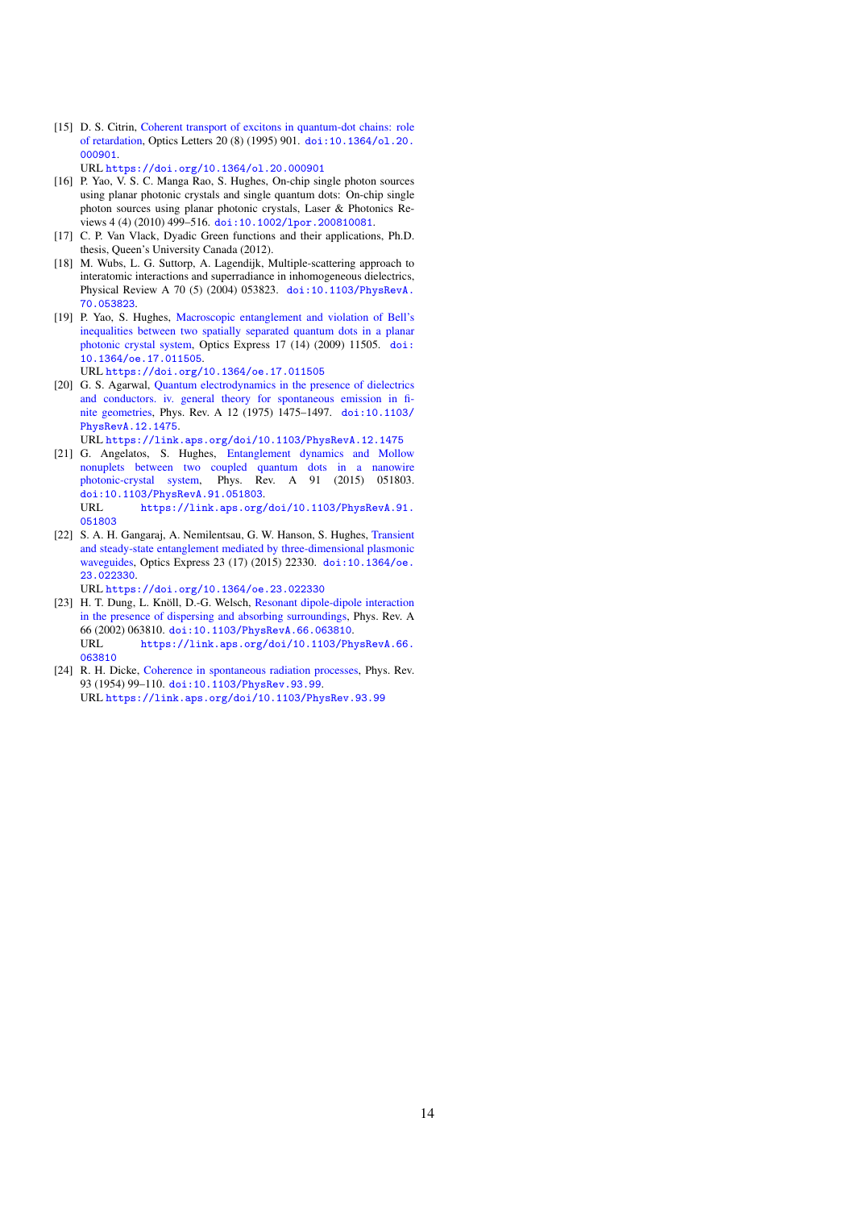[15] D. S. Citrin, Coherent transport of excitons in quantum-dot chains: role of retardation, Optics Letters 20 (8) (1995) 901. doi:10.1364/ol.20.000901.
URL https://doi.org/10.1364/ol.20.000901

[16] P. Yao, V. S. C. Manga Rao, S. Hughes, On-chip single photon sources using planar photonic crystals and single quantum dots: On-chip single photon sources using planar photonic crystals, Laser & Photonics Reviews 4 (4) (2010) 499–516. doi:10.1002/lpor.200810081.

[17] C. P. Van Vlack, Dyadic Green functions and their applications, Ph.D. thesis, Queen's University Canada (2012).

[18] M. Wubs, L. G. Suttorp, A. Lagendijk, Multiple-scattering approach to interatomic interactions and superradiance in inhomogeneous dielectrics, Physical Review A 70 (5) (2004) 053823. doi:10.1103/PhysRevA.70.053823.

[19] P. Yao, S. Hughes, Macroscopic entanglement and violation of Bell's inequalities between two spatially separated quantum dots in a planar photonic crystal system, Optics Express 17 (14) (2009) 11505. doi:10.1364/oe.17.011505.
URL https://doi.org/10.1364/oe.17.011505

[20] G. S. Agarwal, Quantum electrodynamics in the presence of dielectrics and conductors. iv. general theory for spontaneous emission in finite geometries, Phys. Rev. A 12 (1975) 1475–1497. doi:10.1103/PhysRevA.12.1475.
URL https://link.aps.org/doi/10.1103/PhysRevA.12.1475

[21] G. Angelatos, S. Hughes, Entanglement dynamics and Mollow nonuplets between two coupled quantum dots in a nanowire photonic-crystal system, Phys. Rev. A 91 (2015) 051803. doi:10.1103/PhysRevA.91.051803.
URL https://link.aps.org/doi/10.1103/PhysRevA.91.051803

[22] S. A. H. Gangaraj, A. Nemilentsau, G. W. Hanson, S. Hughes, Transient and steady-state entanglement mediated by three-dimensional plasmonic waveguides, Optics Express 23 (17) (2015) 22330. doi:10.1364/oe.23.022330.
URL https://doi.org/10.1364/oe.23.022330

[23] H. T. Dung, L. Knöll, D.-G. Welsch, Resonant dipole-dipole interaction in the presence of dispersing and absorbing surroundings, Phys. Rev. A 66 (2002) 063810. doi:10.1103/PhysRevA.66.063810.
URL https://link.aps.org/doi/10.1103/PhysRevA.66.063810

[24] R. H. Dicke, Coherence in spontaneous radiation processes, Phys. Rev. 93 (1954) 99–110. doi:10.1103/PhysRev.93.99.
URL https://link.aps.org/doi/10.1103/PhysRev.93.99